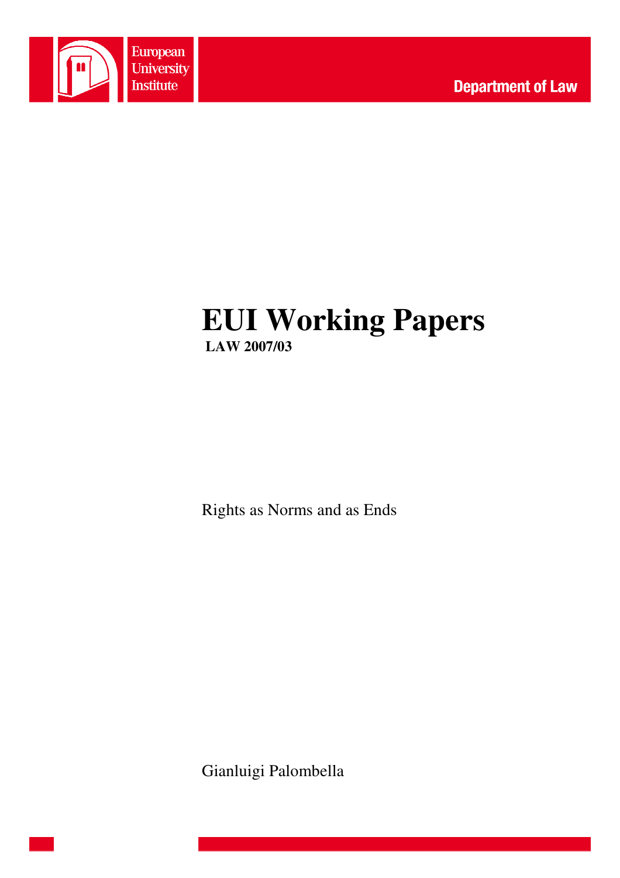European University Institute

Department of Law

# EUI Working Papers

**LAW 2007/03**

Rights as Norms and as Ends

Gianluigi Palombella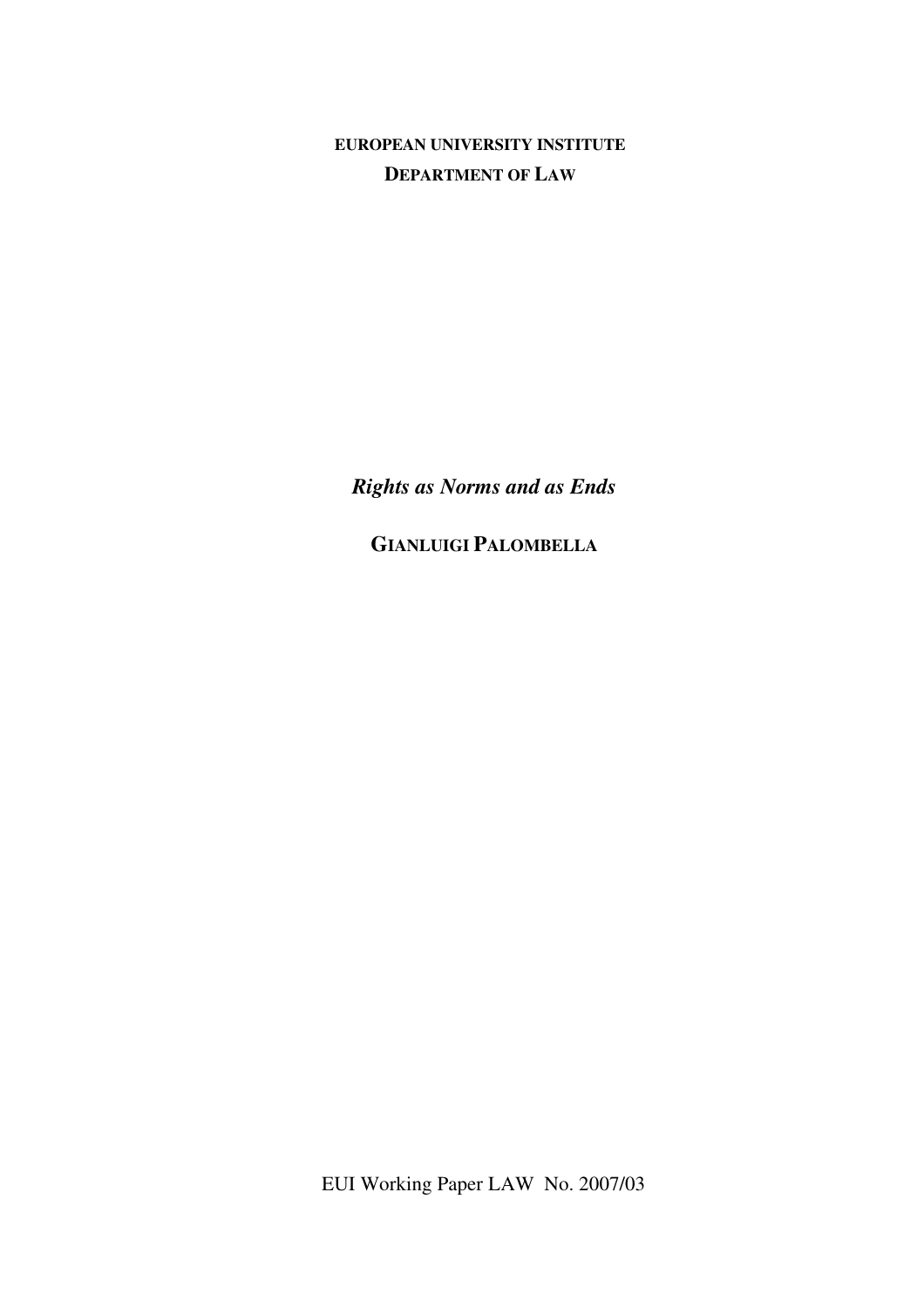**EUROPEAN UNIVERSITY INSTITUTE**
**DEPARTMENT OF LAW**

# *Rights as Norms and as Ends*

**GIANLUIGI PALOMBELLA**

EUI Working Paper LAW No. 2007/03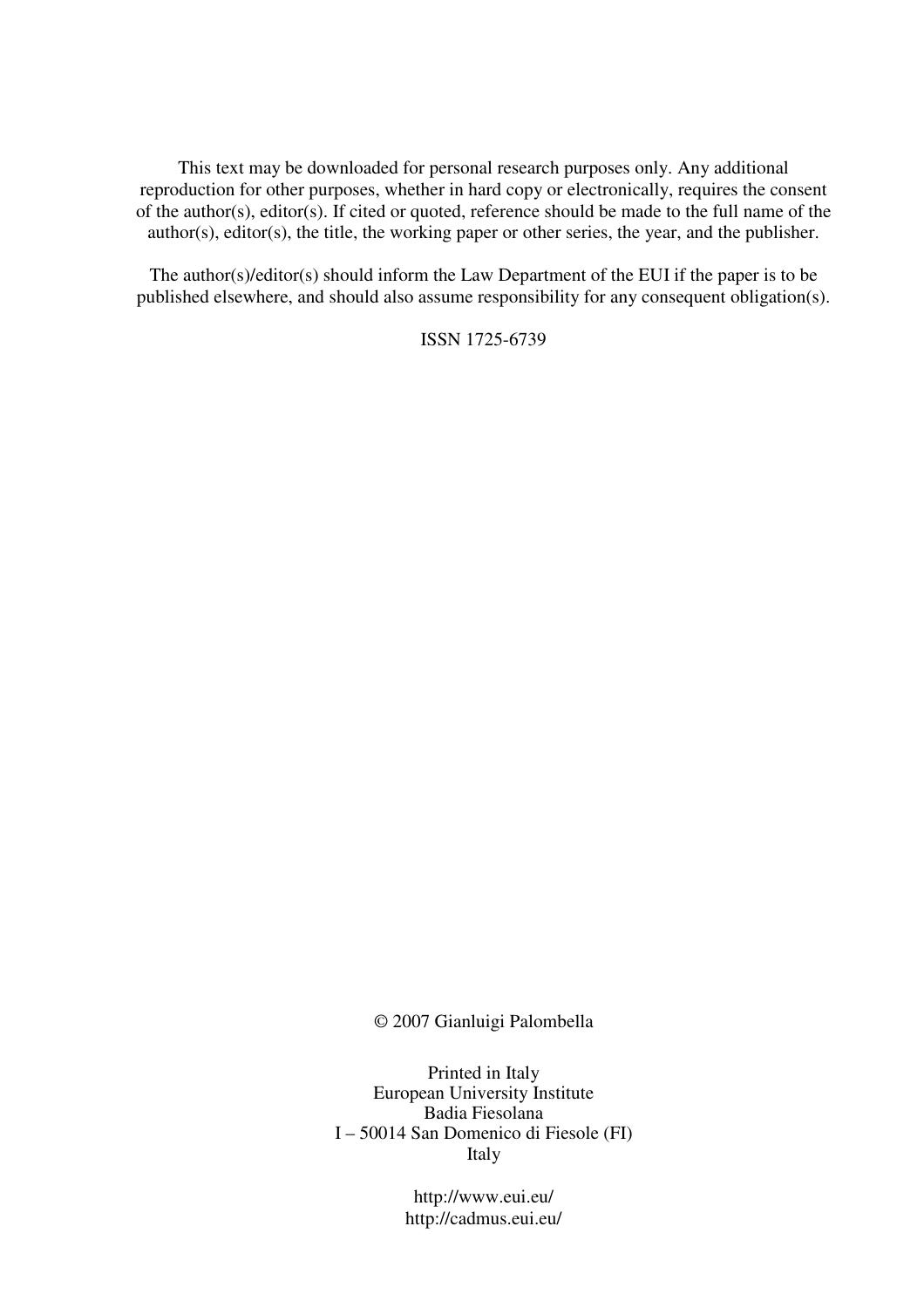This text may be downloaded for personal research purposes only. Any additional reproduction for other purposes, whether in hard copy or electronically, requires the consent of the author(s), editor(s). If cited or quoted, reference should be made to the full name of the author(s), editor(s), the title, the working paper or other series, the year, and the publisher.

The author(s)/editor(s) should inform the Law Department of the EUI if the paper is to be published elsewhere, and should also assume responsibility for any consequent obligation(s).

ISSN 1725-6739

© 2007 Gianluigi Palombella

Printed in Italy
European University Institute
Badia Fiesolana
I – 50014 San Domenico di Fiesole (FI)
Italy

http://www.eui.eu/
http://cadmus.eui.eu/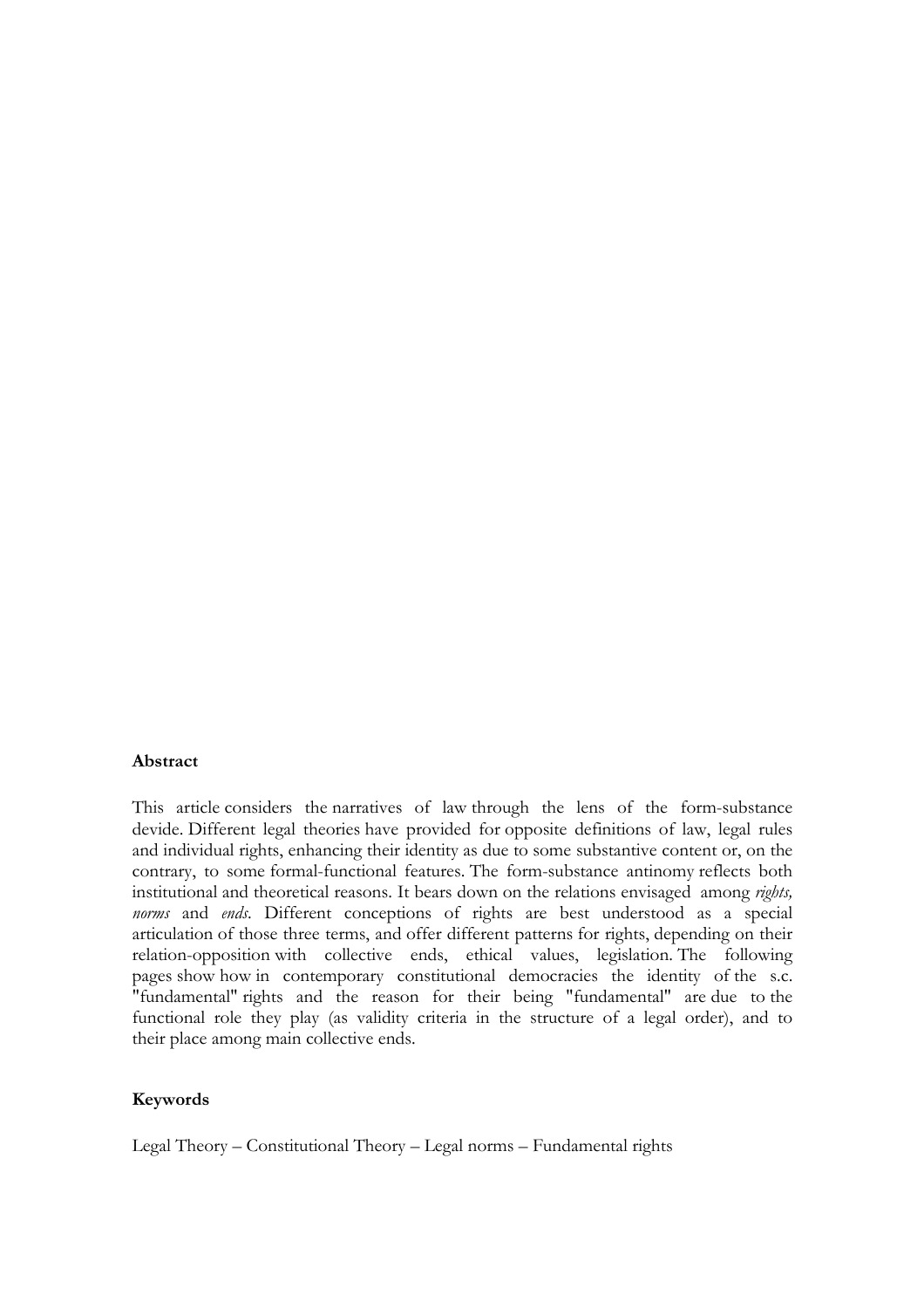**Abstract**

This article considers the narratives of law through the lens of the form-substance devide. Different legal theories have provided for opposite definitions of law, legal rules and individual rights, enhancing their identity as due to some substantive content or, on the contrary, to some formal-functional features. The form-substance antinomy reflects both institutional and theoretical reasons. It bears down on the relations envisaged among *rights, norms* and *ends*. Different conceptions of rights are best understood as a special articulation of those three terms, and offer different patterns for rights, depending on their relation-opposition with collective ends, ethical values, legislation. The following pages show how in contemporary constitutional democracies the identity of the s.c. "fundamental" rights and the reason for their being "fundamental" are due to the functional role they play (as validity criteria in the structure of a legal order), and to their place among main collective ends.

**Keywords**

Legal Theory – Constitutional Theory – Legal norms – Fundamental rights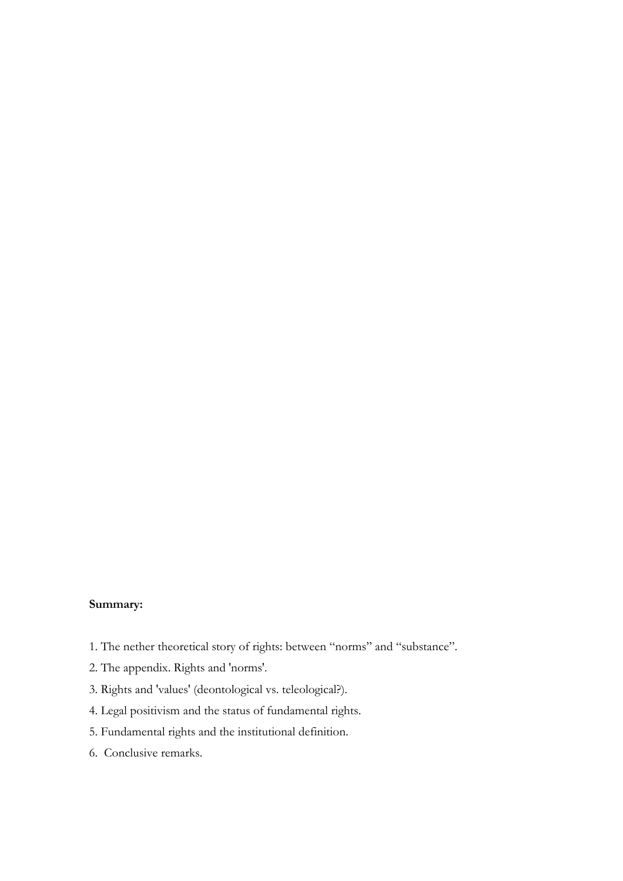**Summary:**

1. The nether theoretical story of rights: between "norms" and "substance".

2. The appendix. Rights and 'norms'.

3. Rights and 'values' (deontological vs. teleological?).

4. Legal positivism and the status of fundamental rights.

5. Fundamental rights and the institutional definition.

6. Conclusive remarks.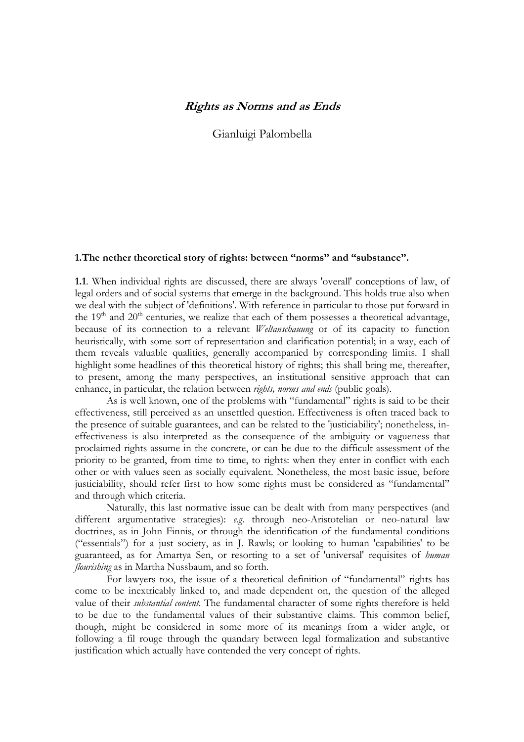# ***Rights as Norms and as Ends***

Gianluigi Palombella

## 1.The nether theoretical story of rights: between "norms" and "substance".

**1.1**. When individual rights are discussed, there are always 'overall' conceptions of law, of legal orders and of social systems that emerge in the background. This holds true also when we deal with the subject of 'definitions'. With reference in particular to those put forward in the 19th and 20th centuries, we realize that each of them possesses a theoretical advantage, because of its connection to a relevant *Weltanschauung* or of its capacity to function heuristically, with some sort of representation and clarification potential; in a way, each of them reveals valuable qualities, generally accompanied by corresponding limits. I shall highlight some headlines of this theoretical history of rights; this shall bring me, thereafter, to present, among the many perspectives, an institutional sensitive approach that can enhance, in particular, the relation between *rights, norms and ends* (public goals).

As is well known, one of the problems with "fundamental" rights is said to be their effectiveness, still perceived as an unsettled question. Effectiveness is often traced back to the presence of suitable guarantees, and can be related to the 'justiciability'; nonetheless, in-effectiveness is also interpreted as the consequence of the ambiguity or vagueness that proclaimed rights assume in the concrete, or can be due to the difficult assessment of the priority to be granted, from time to time, to rights: when they enter in conflict with each other or with values seen as socially equivalent. Nonetheless, the most basic issue, before justiciability, should refer first to how some rights must be considered as "fundamental" and through which criteria.

Naturally, this last normative issue can be dealt with from many perspectives (and different argumentative strategies): *e.g.* through neo-Aristotelian or neo-natural law doctrines, as in John Finnis, or through the identification of the fundamental conditions ("essentials") for a just society, as in J. Rawls; or looking to human 'capabilities' to be guaranteed, as for Amartya Sen, or resorting to a set of 'universal' requisites of *human flourishing* as in Martha Nussbaum, and so forth.

For lawyers too, the issue of a theoretical definition of "fundamental" rights has come to be inextricably linked to, and made dependent on, the question of the alleged value of their *substantial content*. The fundamental character of some rights therefore is held to be due to the fundamental values of their substantive claims. This common belief, though, might be considered in some more of its meanings from a wider angle, or following a fil rouge through the quandary between legal formalization and substantive justification which actually have contended the very concept of rights.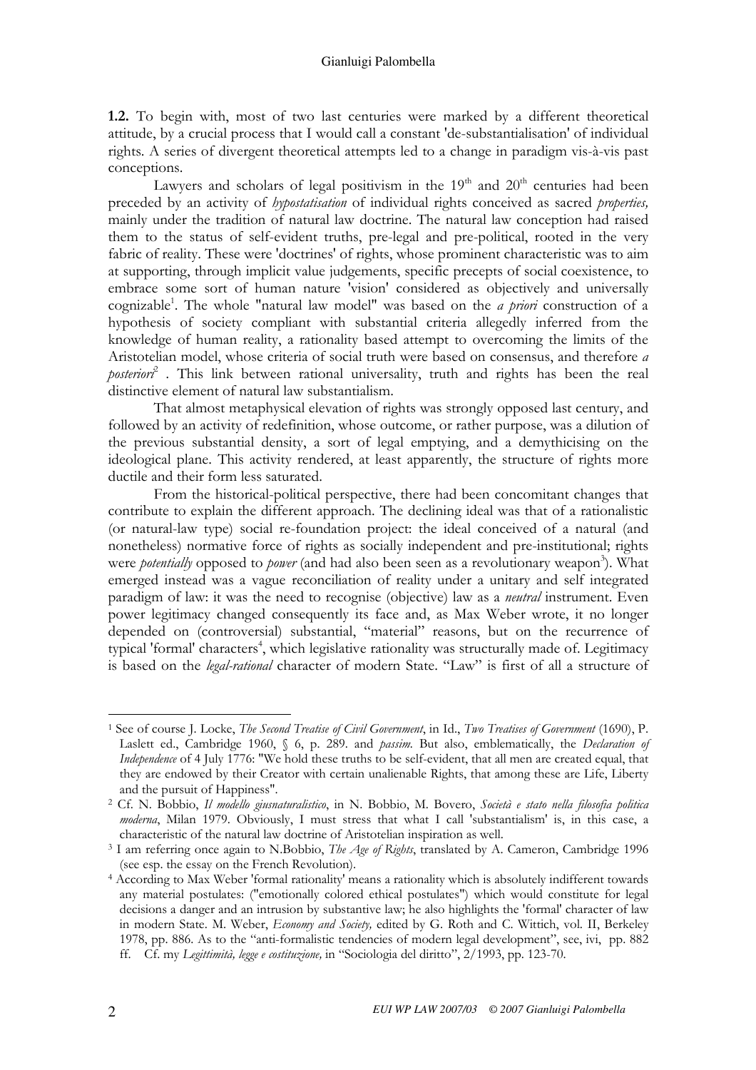**1.2.** To begin with, most of two last centuries were marked by a different theoretical attitude, by a crucial process that I would call a constant 'de-substantialisation' of individual rights. A series of divergent theoretical attempts led to a change in paradigm vis-à-vis past conceptions.

Lawyers and scholars of legal positivism in the 19th and 20th centuries had been preceded by an activity of *hypostatisation* of individual rights conceived as sacred *properties,* mainly under the tradition of natural law doctrine. The natural law conception had raised them to the status of self-evident truths, pre-legal and pre-political, rooted in the very fabric of reality. These were 'doctrines' of rights, whose prominent characteristic was to aim at supporting, through implicit value judgements, specific precepts of social coexistence, to embrace some sort of human nature 'vision' considered as objectively and universally cognizable[1]. The whole "natural law model" was based on the *a priori* construction of a hypothesis of society compliant with substantial criteria allegedly inferred from the knowledge of human reality, a rationality based attempt to overcoming the limits of the Aristotelian model, whose criteria of social truth were based on consensus, and therefore *a posteriori*[2] . This link between rational universality, truth and rights has been the real distinctive element of natural law substantialism.

That almost metaphysical elevation of rights was strongly opposed last century, and followed by an activity of redefinition, whose outcome, or rather purpose, was a dilution of the previous substantial density, a sort of legal emptying, and a demythicising on the ideological plane. This activity rendered, at least apparently, the structure of rights more ductile and their form less saturated.

From the historical-political perspective, there had been concomitant changes that contribute to explain the different approach. The declining ideal was that of a rationalistic (or natural-law type) social re-foundation project: the ideal conceived of a natural (and nonetheless) normative force of rights as socially independent and pre-institutional; rights were *potentially* opposed to *power* (and had also been seen as a revolutionary weapon[3]). What emerged instead was a vague reconciliation of reality under a unitary and self integrated paradigm of law: it was the need to recognise (objective) law as a *neutral* instrument. Even power legitimacy changed consequently its face and, as Max Weber wrote, it no longer depended on (controversial) substantial, "material" reasons, but on the recurrence of typical 'formal' characters[4], which legislative rationality was structurally made of. Legitimacy is based on the *legal-rational* character of modern State. "Law" is first of all a structure of

---

[1] See of course J. Locke, *The Second Treatise of Civil Government*, in Id., *Two Treatises of Government* (1690), P. Laslett ed., Cambridge 1960, § 6, p. 289. and *passim.* But also, emblematically, the *Declaration of Independence* of 4 July 1776: "We hold these truths to be self-evident, that all men are created equal, that they are endowed by their Creator with certain unalienable Rights, that among these are Life, Liberty and the pursuit of Happiness".

[2] Cf. N. Bobbio, *Il modello giusnaturalistico*, in N. Bobbio, M. Bovero, *Società e stato nella filosofia politica moderna*, Milan 1979. Obviously, I must stress that what I call 'substantialism' is, in this case, a characteristic of the natural law doctrine of Aristotelian inspiration as well.

[3] I am referring once again to N.Bobbio, *The Age of Rights*, translated by A. Cameron, Cambridge 1996 (see esp. the essay on the French Revolution).

[4] According to Max Weber 'formal rationality' means a rationality which is absolutely indifferent towards any material postulates: ("emotionally colored ethical postulates") which would constitute for legal decisions a danger and an intrusion by substantive law; he also highlights the 'formal' character of law in modern State. M. Weber, *Economy and Society,* edited by G. Roth and C. Wittich, vol. II, Berkeley 1978, pp. 886. As to the "anti-formalistic tendencies of modern legal development", see, ivi, pp. 882 ff. Cf. my *Legittimità, legge e costituzione,* in "Sociologia del diritto", 2/1993, pp. 123-70.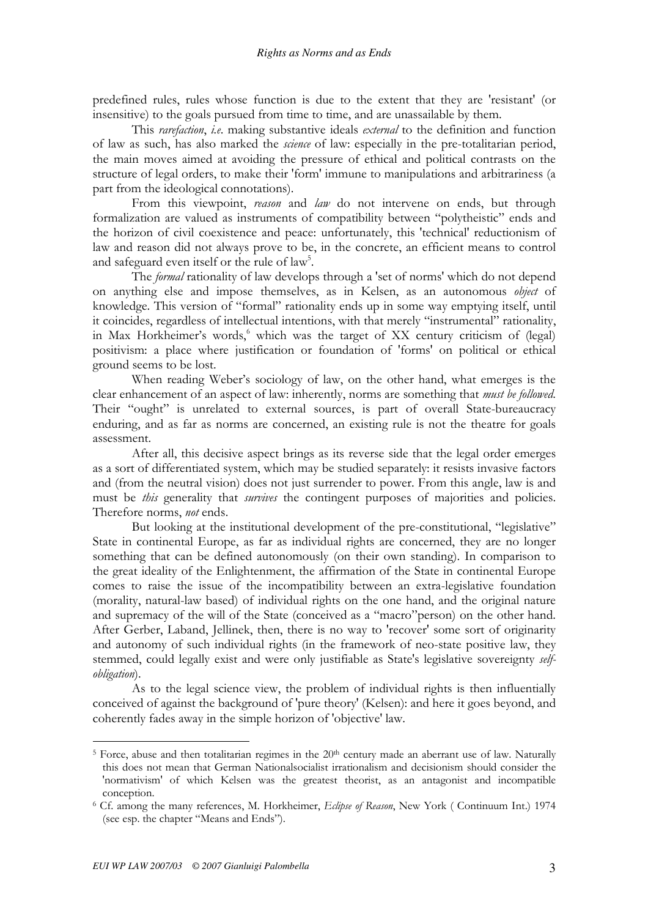predefined rules, rules whose function is due to the extent that they are 'resistant' (or insensitive) to the goals pursued from time to time, and are unassailable by them.

This *rarefaction*, *i.e.* making substantive ideals *external* to the definition and function of law as such, has also marked the *science* of law: especially in the pre-totalitarian period, the main moves aimed at avoiding the pressure of ethical and political contrasts on the structure of legal orders, to make their 'form' immune to manipulations and arbitrariness (a part from the ideological connotations).

From this viewpoint, *reason* and *law* do not intervene on ends, but through formalization are valued as instruments of compatibility between "polytheistic" ends and the horizon of civil coexistence and peace: unfortunately, this 'technical' reductionism of law and reason did not always prove to be, in the concrete, an efficient means to control and safeguard even itself or the rule of law[5].

The *formal* rationality of law develops through a 'set of norms' which do not depend on anything else and impose themselves, as in Kelsen, as an autonomous *object* of knowledge. This version of "formal" rationality ends up in some way emptying itself, until it coincides, regardless of intellectual intentions, with that merely "instrumental" rationality, in Max Horkheimer's words,[6] which was the target of XX century criticism of (legal) positivism: a place where justification or foundation of 'forms' on political or ethical ground seems to be lost.

When reading Weber's sociology of law, on the other hand, what emerges is the clear enhancement of an aspect of law: inherently, norms are something that *must be followed*. Their "ought" is unrelated to external sources, is part of overall State-bureaucracy enduring, and as far as norms are concerned, an existing rule is not the theatre for goals assessment.

After all, this decisive aspect brings as its reverse side that the legal order emerges as a sort of differentiated system, which may be studied separately: it resists invasive factors and (from the neutral vision) does not just surrender to power. From this angle, law is and must be *this* generality that *survives* the contingent purposes of majorities and policies. Therefore norms, *not* ends.

But looking at the institutional development of the pre-constitutional, "legislative" State in continental Europe, as far as individual rights are concerned, they are no longer something that can be defined autonomously (on their own standing). In comparison to the great ideality of the Enlightenment, the affirmation of the State in continental Europe comes to raise the issue of the incompatibility between an extra-legislative foundation (morality, natural-law based) of individual rights on the one hand, and the original nature and supremacy of the will of the State (conceived as a "macro"person) on the other hand. After Gerber, Laband, Jellinek, then, there is no way to 'recover' some sort of originarity and autonomy of such individual rights (in the framework of neo-state positive law, they stemmed, could legally exist and were only justifiable as State's legislative sovereignty *self-obligation*).

As to the legal science view, the problem of individual rights is then influentially conceived of against the background of 'pure theory' (Kelsen): and here it goes beyond, and coherently fades away in the simple horizon of 'objective' law.

---

[5] Force, abuse and then totalitarian regimes in the 20th century made an aberrant use of law. Naturally this does not mean that German Nationalsocialist irrationalism and decisionism should consider the 'normativism' of which Kelsen was the greatest theorist, as an antagonist and incompatible conception.

[6] Cf. among the many references, M. Horkheimer, *Eclipse of Reason*, New York ( Continuum Int.) 1974 (see esp. the chapter "Means and Ends").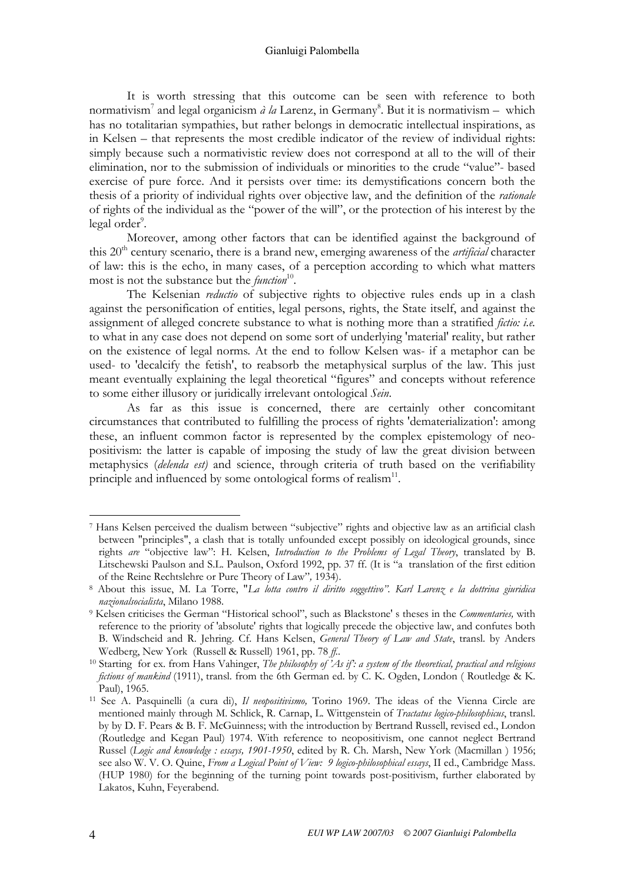It is worth stressing that this outcome can be seen with reference to both normativism[7] and legal organicism *à la* Larenz, in Germany[8]. But it is normativism – which has no totalitarian sympathies, but rather belongs in democratic intellectual inspirations, as in Kelsen – that represents the most credible indicator of the review of individual rights: simply because such a normativistic review does not correspond at all to the will of their elimination, nor to the submission of individuals or minorities to the crude "value"- based exercise of pure force. And it persists over time: its demystifications concern both the thesis of a priority of individual rights over objective law, and the definition of the *rationale* of rights of the individual as the "power of the will", or the protection of his interest by the legal order[9].

Moreover, among other factors that can be identified against the background of this 20th century scenario, there is a brand new, emerging awareness of the *artificial* character of law: this is the echo, in many cases, of a perception according to which what matters most is not the substance but the *function*[10].

The Kelsenian *reductio* of subjective rights to objective rules ends up in a clash against the personification of entities, legal persons, rights, the State itself, and against the assignment of alleged concrete substance to what is nothing more than a stratified *fictio: i.e.* to what in any case does not depend on some sort of underlying 'material' reality, but rather on the existence of legal norms. At the end to follow Kelsen was- if a metaphor can be used- to 'decalcify the fetish', to reabsorb the metaphysical surplus of the law. This just meant eventually explaining the legal theoretical "figures" and concepts without reference to some either illusory or juridically irrelevant ontological *Sein*.

As far as this issue is concerned, there are certainly other concomitant circumstances that contributed to fulfilling the process of rights 'dematerialization': among these, an influent common factor is represented by the complex epistemology of neo-positivism: the latter is capable of imposing the study of law the great division between metaphysics (*delenda est)* and science, through criteria of truth based on the verifiability principle and influenced by some ontological forms of realism[11].

---

[7] Hans Kelsen perceived the dualism between "subjective" rights and objective law as an artificial clash between "principles", a clash that is totally unfounded except possibly on ideological grounds, since rights *are* "objective law": H. Kelsen, *Introduction to the Problems of Legal Theory*, translated by B. Litschewski Paulson and S.L. Paulson, Oxford 1992, pp. 37 ff. (It is "a translation of the first edition of the Reine Rechtslehre or Pure Theory of Law"*,* 1934).

[8] About this issue, M. La Torre, "*La lotta contro il diritto soggettivo". Karl Larenz e la dottrina giuridica nazionalsocialista*, Milano 1988.

[9] Kelsen criticises the German "Historical school", such as Blackstone' s theses in the *Commentaries,* with reference to the priority of 'absolute' rights that logically precede the objective law, and confutes both B. Windscheid and R. Jehring. Cf. Hans Kelsen, *General Theory of Law and State*, transl. by Anders Wedberg, New York (Russell & Russell) 1961, pp. 78 *ff.*.

[10] Starting for ex. from Hans Vahinger, *The philosophy of 'As if': a system of the theoretical, practical and religious fictions of mankind* (1911), transl. from the 6th German ed. by C. K. Ogden, London ( Routledge & K. Paul), 1965.

[11] See A. Pasquinelli (a cura di), *Il neopositivismo,* Torino 1969. The ideas of the Vienna Circle are mentioned mainly through M. Schlick, R. Carnap, L. Wittgenstein of *Tractatus logico-philosophicus*, transl. by by D. F. Pears & B. F. McGuinness; with the introduction by Bertrand Russell, revised ed., London (Routledge and Kegan Paul) 1974. With reference to neopositivism, one cannot neglect Bertrand Russel (*Logic and knowledge : essays, 1901-1950*, edited by R. Ch. Marsh, New York (Macmillan ) 1956; see also W. V. O. Quine, *From a Logical Point of View: 9 logico-philosophical essays*, II ed., Cambridge Mass. (HUP 1980) for the beginning of the turning point towards post-positivism, further elaborated by Lakatos, Kuhn, Feyerabend.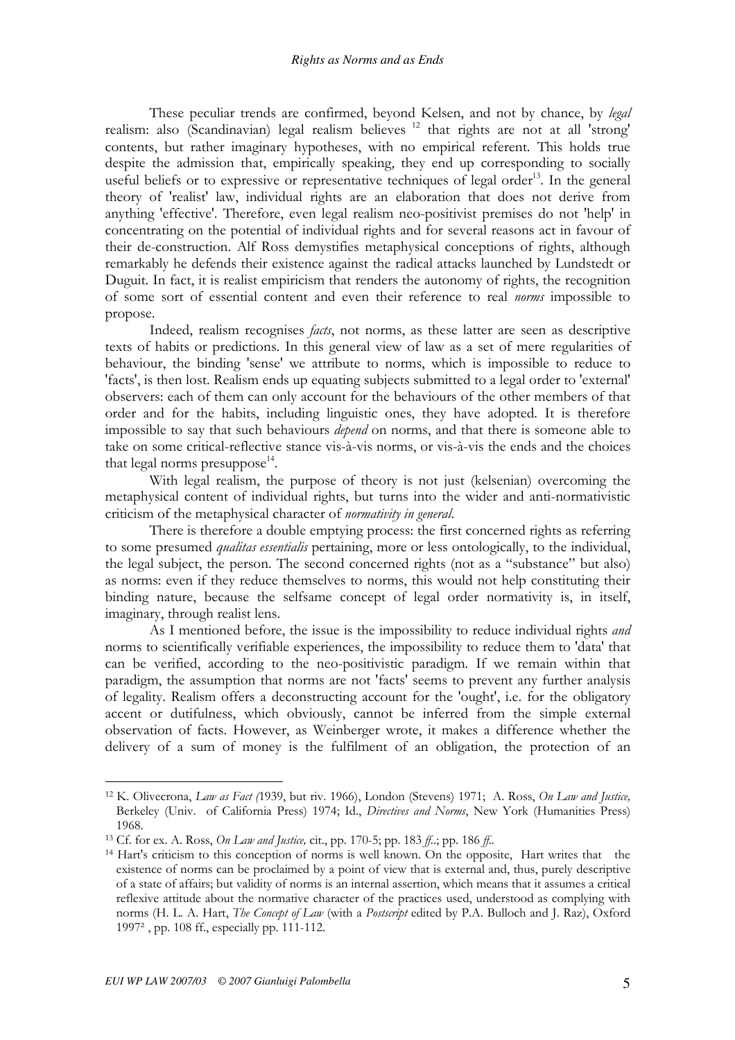These peculiar trends are confirmed, beyond Kelsen, and not by chance, by *legal* realism: also (Scandinavian) legal realism believes [12] that rights are not at all 'strong' contents, but rather imaginary hypotheses, with no empirical referent. This holds true despite the admission that, empirically speaking, they end up corresponding to socially useful beliefs or to expressive or representative techniques of legal order[13]. In the general theory of 'realist' law, individual rights are an elaboration that does not derive from anything 'effective'. Therefore, even legal realism neo-positivist premises do not 'help' in concentrating on the potential of individual rights and for several reasons act in favour of their de-construction. Alf Ross demystifies metaphysical conceptions of rights, although remarkably he defends their existence against the radical attacks launched by Lundstedt or Duguit. In fact, it is realist empiricism that renders the autonomy of rights, the recognition of some sort of essential content and even their reference to real *norms* impossible to propose.

Indeed, realism recognises *facts*, not norms, as these latter are seen as descriptive texts of habits or predictions. In this general view of law as a set of mere regularities of behaviour, the binding 'sense' we attribute to norms, which is impossible to reduce to 'facts', is then lost. Realism ends up equating subjects submitted to a legal order to 'external' observers: each of them can only account for the behaviours of the other members of that order and for the habits, including linguistic ones, they have adopted. It is therefore impossible to say that such behaviours *depend* on norms, and that there is someone able to take on some critical-reflective stance vis-à-vis norms, or vis-à-vis the ends and the choices that legal norms presuppose[14].

With legal realism, the purpose of theory is not just (kelsenian) overcoming the metaphysical content of individual rights, but turns into the wider and anti-normativistic criticism of the metaphysical character of *normativity in general*.

There is therefore a double emptying process: the first concerned rights as referring to some presumed *qualitas essentialis* pertaining, more or less ontologically, to the individual, the legal subject, the person. The second concerned rights (not as a "substance" but also) as norms: even if they reduce themselves to norms, this would not help constituting their binding nature, because the selfsame concept of legal order normativity is, in itself, imaginary, through realist lens.

As I mentioned before, the issue is the impossibility to reduce individual rights *and* norms to scientifically verifiable experiences, the impossibility to reduce them to 'data' that can be verified, according to the neo-positivistic paradigm. If we remain within that paradigm, the assumption that norms are not 'facts' seems to prevent any further analysis of legality. Realism offers a deconstructing account for the 'ought', i.e. for the obligatory accent or dutifulness, which obviously, cannot be inferred from the simple external observation of facts. However, as Weinberger wrote, it makes a difference whether the delivery of a sum of money is the fulfilment of an obligation, the protection of an

---

[12] K. Olivecrona, *Law as Fact (*1939, but riv. 1966), London (Stevens) 1971; A. Ross, *On Law and Justice,* Berkeley (Univ. of California Press) 1974; Id., *Directives and Norms*, New York (Humanities Press) 1968.

[13] Cf. for ex. A. Ross, *On Law and Justice,* cit., pp. 170-5; pp. 183 *ff*..; pp. 186 *ff*..

[14] Hart's criticism to this conception of norms is well known. On the opposite, Hart writes that the existence of norms can be proclaimed by a point of view that is external and, thus, purely descriptive of a state of affairs; but validity of norms is an internal assertion, which means that it assumes a critical reflexive attitude about the normative character of the practices used, understood as complying with norms (H. L. A. Hart, *The Concept of Law* (with a *Postscript* edited by P.A. Bulloch and J. Raz), Oxford 1997², pp. 108 ff., especially pp. 111-112.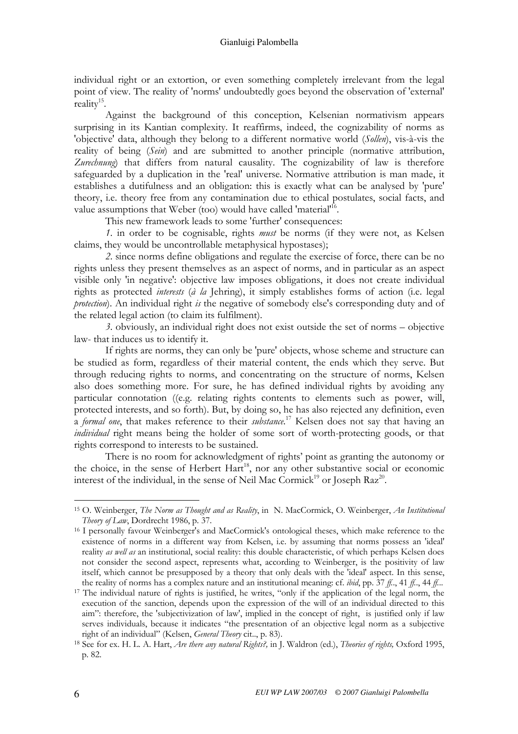individual right or an extortion, or even something completely irrelevant from the legal point of view. The reality of 'norms' undoubtedly goes beyond the observation of 'external' reality[15].

Against the background of this conception, Kelsenian normativism appears surprising in its Kantian complexity. It reaffirms, indeed, the cognizability of norms as 'objective' data, although they belong to a different normative world (*Sollen*), vis-à-vis the reality of being (*Sein*) and are submitted to another principle (normative attribution, *Zurechnung*) that differs from natural causality. The cognizability of law is therefore safeguarded by a duplication in the 'real' universe. Normative attribution is man made, it establishes a dutifulness and an obligation: this is exactly what can be analysed by 'pure' theory, i.e. theory free from any contamination due to ethical postulates, social facts, and value assumptions that Weber (too) would have called 'material'[16].

This new framework leads to some 'further' consequences:

*1*. in order to be cognisable, rights *must* be norms (if they were not, as Kelsen claims, they would be uncontrollable metaphysical hypostases);

*2*. since norms define obligations and regulate the exercise of force, there can be no rights unless they present themselves as an aspect of norms, and in particular as an aspect visible only 'in negative': objective law imposes obligations, it does not create individual rights as protected *interests* (*à la* Jehring), it simply establishes forms of action (i.e. legal *protection*). An individual right *is* the negative of somebody else's corresponding duty and of the related legal action (to claim its fulfilment).

*3*. obviously, an individual right does not exist outside the set of norms – objective law- that induces us to identify it.

If rights are norms, they can only be 'pure' objects, whose scheme and structure can be studied as form, regardless of their material content, the ends which they serve. But through reducing rights to norms, and concentrating on the structure of norms, Kelsen also does something more. For sure, he has defined individual rights by avoiding any particular connotation ((e.g. relating rights contents to elements such as power, will, protected interests, and so forth). But, by doing so, he has also rejected any definition, even a *formal one*, that makes reference to their *substance*.[17] Kelsen does not say that having an *individual* right means being the holder of some sort of worth-protecting goods, or that rights correspond to interests to be sustained.

There is no room for acknowledgment of rights' point as granting the autonomy or the choice, in the sense of Herbert Hart[18], nor any other substantive social or economic interest of the individual, in the sense of Neil Mac Cormick[19] or Joseph Raz[20].

---

[15] O. Weinberger, *The Norm as Thought and as Reality*, in N. MacCormick, O. Weinberger, *An Institutional Theory of Law*, Dordrecht 1986, p. 37.

[16] I personally favour Weinberger's and MacCormick's ontological theses, which make reference to the existence of norms in a different way from Kelsen, i.e. by assuming that norms possess an 'ideal' reality *as well as* an institutional, social reality: this double characteristic, of which perhaps Kelsen does not consider the second aspect, represents what, according to Weinberger, is the positivity of law itself, which cannot be presupposed by a theory that only deals with the 'ideal' aspect. In this sense, the reality of norms has a complex nature and an institutional meaning: cf. *ibid*, pp. 37 *ff*.., 41 *ff*.., 44 *ff*...

[17] The individual nature of rights is justified, he writes, "only if the application of the legal norm, the execution of the sanction, depends upon the expression of the will of an individual directed to this aim": therefore, the 'subjectivization of law', implied in the concept of right, is justified only if law serves individuals, because it indicates "the presentation of an objective legal norm as a subjective right of an individual" (Kelsen, *General Theory* cit.., p. 83).

[18] See for ex. H. L. A. Hart, *Are there any natural Rights?,* in J. Waldron (ed.), *Theories of rights,* Oxford 1995, p. 82.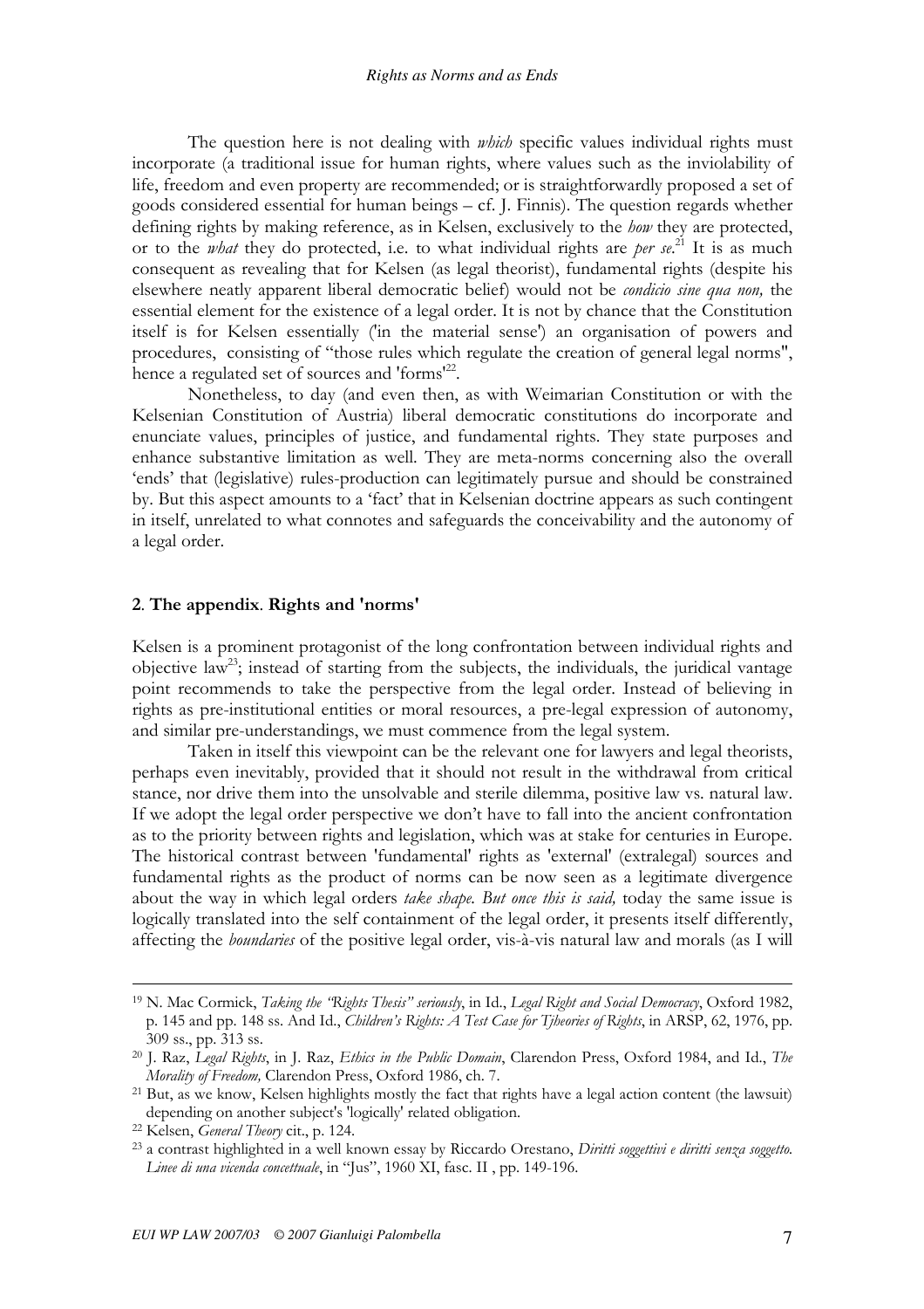The question here is not dealing with *which* specific values individual rights must incorporate (a traditional issue for human rights, where values such as the inviolability of life, freedom and even property are recommended; or is straightforwardly proposed a set of goods considered essential for human beings – cf. J. Finnis). The question regards whether defining rights by making reference, as in Kelsen, exclusively to the *how* they are protected, or to the *what* they do protected, i.e. to what individual rights are *per se*.[21] It is as much consequent as revealing that for Kelsen (as legal theorist), fundamental rights (despite his elsewhere neatly apparent liberal democratic belief) would not be *condicio sine qua non,* the essential element for the existence of a legal order. It is not by chance that the Constitution itself is for Kelsen essentially ('in the material sense') an organisation of powers and procedures, consisting of "those rules which regulate the creation of general legal norms", hence a regulated set of sources and 'forms'[22].

Nonetheless, to day (and even then, as with Weimarian Constitution or with the Kelsenian Constitution of Austria) liberal democratic constitutions do incorporate and enunciate values, principles of justice, and fundamental rights. They state purposes and enhance substantive limitation as well. They are meta-norms concerning also the overall 'ends' that (legislative) rules-production can legitimately pursue and should be constrained by. But this aspect amounts to a 'fact' that in Kelsenian doctrine appears as such contingent in itself, unrelated to what connotes and safeguards the conceivability and the autonomy of a legal order.

## 2. The appendix. Rights and 'norms'

Kelsen is a prominent protagonist of the long confrontation between individual rights and objective law[23]; instead of starting from the subjects, the individuals, the juridical vantage point recommends to take the perspective from the legal order. Instead of believing in rights as pre-institutional entities or moral resources, a pre-legal expression of autonomy, and similar pre-understandings, we must commence from the legal system.

Taken in itself this viewpoint can be the relevant one for lawyers and legal theorists, perhaps even inevitably, provided that it should not result in the withdrawal from critical stance, nor drive them into the unsolvable and sterile dilemma, positive law vs. natural law. If we adopt the legal order perspective we don't have to fall into the ancient confrontation as to the priority between rights and legislation, which was at stake for centuries in Europe. The historical contrast between 'fundamental' rights as 'external' (extralegal) sources and fundamental rights as the product of norms can be now seen as a legitimate divergence about the way in which legal orders *take shape. But once this is said,* today the same issue is logically translated into the self containment of the legal order, it presents itself differently, affecting the *boundaries* of the positive legal order, vis-à-vis natural law and morals (as I will

---

[19] N. Mac Cormick, *Taking the "Rights Thesis" seriously*, in Id., *Legal Right and Social Democracy*, Oxford 1982, p. 145 and pp. 148 ss. And Id., *Children's Rights: A Test Case for Tjheories of Rights*, in ARSP, 62, 1976, pp. 309 ss., pp. 313 ss.

[20] J. Raz, *Legal Rights*, in J. Raz, *Ethics in the Public Domain*, Clarendon Press, Oxford 1984, and Id., *The Morality of Freedom,* Clarendon Press, Oxford 1986, ch. 7.

[21] But, as we know, Kelsen highlights mostly the fact that rights have a legal action content (the lawsuit) depending on another subject's 'logically' related obligation.

[22] Kelsen, *General Theory* cit., p. 124.

[23] a contrast highlighted in a well known essay by Riccardo Orestano, *Diritti soggettivi e diritti senza soggetto. Linee di una vicenda concettuale*, in "Jus", 1960 XI, fasc. II , pp. 149-196.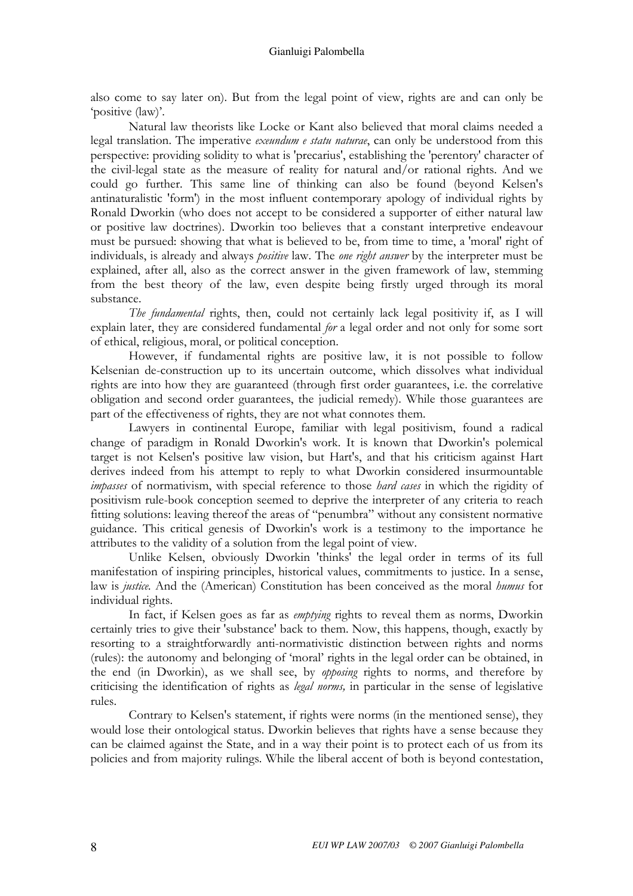also come to say later on). But from the legal point of view, rights are and can only be 'positive (law)'.

Natural law theorists like Locke or Kant also believed that moral claims needed a legal translation. The imperative *exeundum e statu naturae*, can only be understood from this perspective: providing solidity to what is 'precarius', establishing the 'perentory' character of the civil-legal state as the measure of reality for natural and/or rational rights. And we could go further. This same line of thinking can also be found (beyond Kelsen's antinaturalistic 'form') in the most influent contemporary apology of individual rights by Ronald Dworkin (who does not accept to be considered a supporter of either natural law or positive law doctrines). Dworkin too believes that a constant interpretive endeavour must be pursued: showing that what is believed to be, from time to time, a 'moral' right of individuals, is already and always *positive* law. The *one right answer* by the interpreter must be explained, after all, also as the correct answer in the given framework of law, stemming from the best theory of the law, even despite being firstly urged through its moral substance.

*The fundamental* rights, then, could not certainly lack legal positivity if, as I will explain later, they are considered fundamental *for* a legal order and not only for some sort of ethical, religious, moral, or political conception.

However, if fundamental rights are positive law, it is not possible to follow Kelsenian de-construction up to its uncertain outcome, which dissolves what individual rights are into how they are guaranteed (through first order guarantees, i.e. the correlative obligation and second order guarantees, the judicial remedy). While those guarantees are part of the effectiveness of rights, they are not what connotes them.

Lawyers in continental Europe, familiar with legal positivism, found a radical change of paradigm in Ronald Dworkin's work. It is known that Dworkin's polemical target is not Kelsen's positive law vision, but Hart's, and that his criticism against Hart derives indeed from his attempt to reply to what Dworkin considered insurmountable *impasses* of normativism, with special reference to those *hard cases* in which the rigidity of positivism rule-book conception seemed to deprive the interpreter of any criteria to reach fitting solutions: leaving thereof the areas of "penumbra" without any consistent normative guidance. This critical genesis of Dworkin's work is a testimony to the importance he attributes to the validity of a solution from the legal point of view.

Unlike Kelsen, obviously Dworkin 'thinks' the legal order in terms of its full manifestation of inspiring principles, historical values, commitments to justice. In a sense, law is *justice*. And the (American) Constitution has been conceived as the moral *humus* for individual rights.

In fact, if Kelsen goes as far as *emptying* rights to reveal them as norms, Dworkin certainly tries to give their 'substance' back to them. Now, this happens, though, exactly by resorting to a straightforwardly anti-normativistic distinction between rights and norms (rules): the autonomy and belonging of 'moral' rights in the legal order can be obtained, in the end (in Dworkin), as we shall see, by *opposing* rights to norms, and therefore by criticising the identification of rights as *legal norms,* in particular in the sense of legislative rules.

Contrary to Kelsen's statement, if rights were norms (in the mentioned sense), they would lose their ontological status. Dworkin believes that rights have a sense because they can be claimed against the State, and in a way their point is to protect each of us from its policies and from majority rulings. While the liberal accent of both is beyond contestation,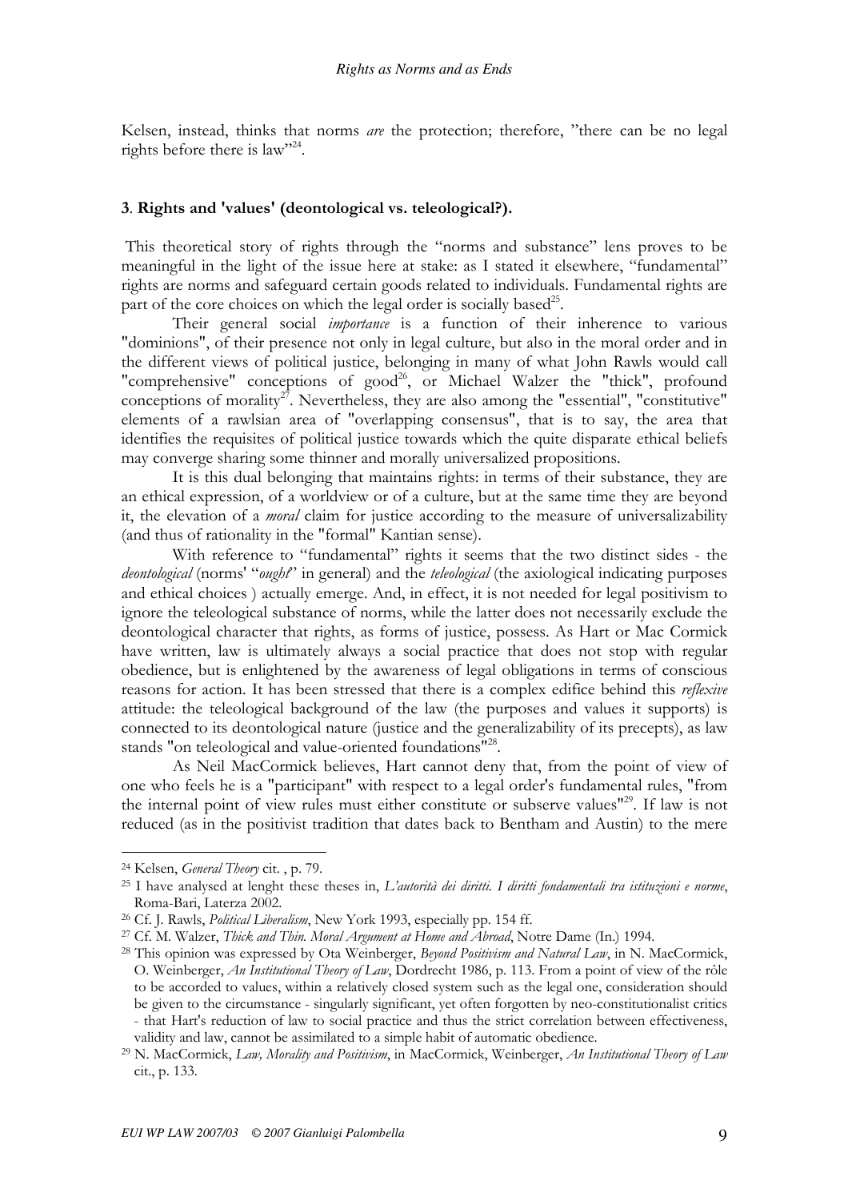Kelsen, instead, thinks that norms *are* the protection; therefore, "there can be no legal rights before there is law"[24].

### 3. Rights and 'values' (deontological vs. teleological?).

This theoretical story of rights through the "norms and substance" lens proves to be meaningful in the light of the issue here at stake: as I stated it elsewhere, "fundamental" rights are norms and safeguard certain goods related to individuals. Fundamental rights are part of the core choices on which the legal order is socially based[25].

Their general social *importance* is a function of their inherence to various "dominions", of their presence not only in legal culture, but also in the moral order and in the different views of political justice, belonging in many of what John Rawls would call "comprehensive" conceptions of good[26], or Michael Walzer the "thick", profound conceptions of morality[27]. Nevertheless, they are also among the "essential", "constitutive" elements of a rawlsian area of "overlapping consensus", that is to say, the area that identifies the requisites of political justice towards which the quite disparate ethical beliefs may converge sharing some thinner and morally universalized propositions.

It is this dual belonging that maintains rights: in terms of their substance, they are an ethical expression, of a worldview or of a culture, but at the same time they are beyond it, the elevation of a *moral* claim for justice according to the measure of universalizability (and thus of rationality in the "formal" Kantian sense).

With reference to "fundamental" rights it seems that the two distinct sides - the *deontological* (norms' "*ought*" in general) and the *teleological* (the axiological indicating purposes and ethical choices ) actually emerge. And, in effect, it is not needed for legal positivism to ignore the teleological substance of norms, while the latter does not necessarily exclude the deontological character that rights, as forms of justice, possess. As Hart or Mac Cormick have written, law is ultimately always a social practice that does not stop with regular obedience, but is enlightened by the awareness of legal obligations in terms of conscious reasons for action. It has been stressed that there is a complex edifice behind this *reflexive* attitude: the teleological background of the law (the purposes and values it supports) is connected to its deontological nature (justice and the generalizability of its precepts), as law stands "on teleological and value-oriented foundations"[28].

As Neil MacCormick believes, Hart cannot deny that, from the point of view of one who feels he is a "participant" with respect to a legal order's fundamental rules, "from the internal point of view rules must either constitute or subserve values"[29]. If law is not reduced (as in the positivist tradition that dates back to Bentham and Austin) to the mere

---

[24] Kelsen, *General Theory* cit. , p. 79.

[25] I have analysed at lenght these theses in, *L'autorità dei diritti. I diritti fondamentali tra istituzioni e norme*, Roma-Bari, Laterza 2002.

[26] Cf. J. Rawls, *Political Liberalism*, New York 1993, especially pp. 154 ff.

[27] Cf. M. Walzer, *Thick and Thin. Moral Argument at Home and Abroad*, Notre Dame (In.) 1994.

[28] This opinion was expressed by Ota Weinberger, *Beyond Positivism and Natural Law*, in N. MacCormick, O. Weinberger, *An Institutional Theory of Law*, Dordrecht 1986, p. 113. From a point of view of the rôle to be accorded to values, within a relatively closed system such as the legal one, consideration should be given to the circumstance - singularly significant, yet often forgotten by neo-constitutionalist critics - that Hart's reduction of law to social practice and thus the strict correlation between effectiveness, validity and law, cannot be assimilated to a simple habit of automatic obedience.

[29] N. MacCormick, *Law, Morality and Positivism*, in MacCormick, Weinberger, *An Institutional Theory of Law* cit., p. 133.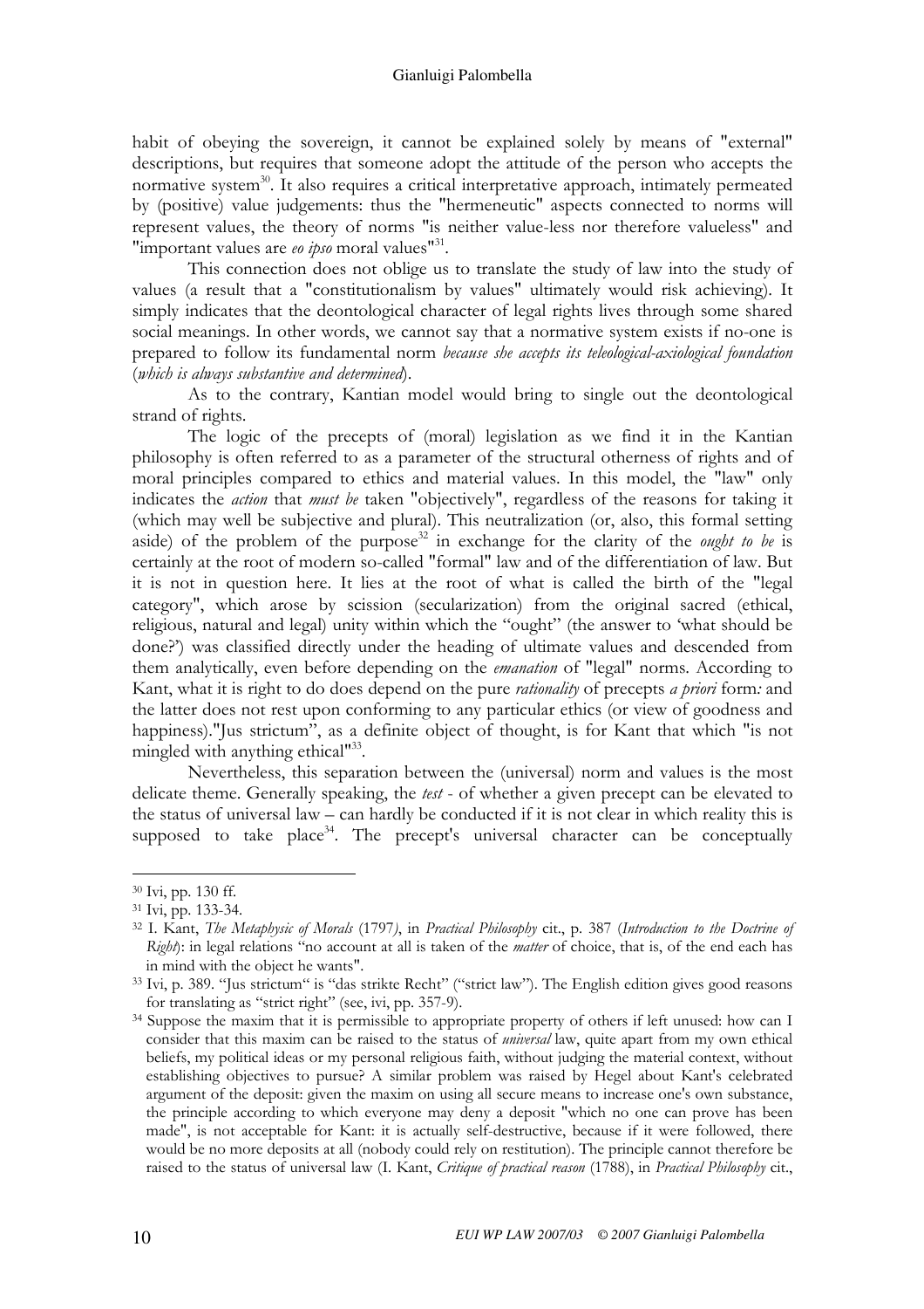habit of obeying the sovereign, it cannot be explained solely by means of "external" descriptions, but requires that someone adopt the attitude of the person who accepts the normative system[30]. It also requires a critical interpretative approach, intimately permeated by (positive) value judgements: thus the "hermeneutic" aspects connected to norms will represent values, the theory of norms "is neither value-less nor therefore valueless" and "important values are *eo ipso* moral values"[31].

This connection does not oblige us to translate the study of law into the study of values (a result that a "constitutionalism by values" ultimately would risk achieving). It simply indicates that the deontological character of legal rights lives through some shared social meanings. In other words, we cannot say that a normative system exists if no-one is prepared to follow its fundamental norm *because she accepts its teleological-axiological foundation* (*which is always substantive and determined*).

As to the contrary, Kantian model would bring to single out the deontological strand of rights.

The logic of the precepts of (moral) legislation as we find it in the Kantian philosophy is often referred to as a parameter of the structural otherness of rights and of moral principles compared to ethics and material values. In this model, the "law" only indicates the *action* that *must be* taken "objectively", regardless of the reasons for taking it (which may well be subjective and plural). This neutralization (or, also, this formal setting aside) of the problem of the purpose[32] in exchange for the clarity of the *ought to be* is certainly at the root of modern so-called "formal" law and of the differentiation of law. But it is not in question here. It lies at the root of what is called the birth of the "legal category", which arose by scission (secularization) from the original sacred (ethical, religious, natural and legal) unity within which the "ought" (the answer to 'what should be done?') was classified directly under the heading of ultimate values and descended from them analytically, even before depending on the *emanation* of "legal" norms. According to Kant, what it is right to do does depend on the pure *rationality* of precepts *a priori* form*:* and the latter does not rest upon conforming to any particular ethics (or view of goodness and happiness)."Jus strictum", as a definite object of thought, is for Kant that which "is not mingled with anything ethical"[33].

Nevertheless, this separation between the (universal) norm and values is the most delicate theme. Generally speaking, the *test* - of whether a given precept can be elevated to the status of universal law – can hardly be conducted if it is not clear in which reality this is supposed to take place[34]. The precept's universal character can be conceptually

---

[30] Ivi, pp. 130 ff.

[31] Ivi, pp. 133-34.

[32] I. Kant, *The Metaphysic of Morals* (1797*)*, in *Practical Philosophy* cit., p. 387 (*Introduction to the Doctrine of Right*): in legal relations "no account at all is taken of the *matter* of choice, that is, of the end each has in mind with the object he wants".

[33] Ivi, p. 389. "Jus strictum" is "das strikte Recht" ("strict law"). The English edition gives good reasons for translating as "strict right" (see, ivi, pp. 357-9).

[34] Suppose the maxim that it is permissible to appropriate property of others if left unused: how can I consider that this maxim can be raised to the status of *universal* law, quite apart from my own ethical beliefs, my political ideas or my personal religious faith, without judging the material context, without establishing objectives to pursue? A similar problem was raised by Hegel about Kant's celebrated argument of the deposit: given the maxim on using all secure means to increase one's own substance, the principle according to which everyone may deny a deposit "which no one can prove has been made", is not acceptable for Kant: it is actually self-destructive, because if it were followed, there would be no more deposits at all (nobody could rely on restitution). The principle cannot therefore be raised to the status of universal law (I. Kant, *Critique of practical reason* (1788), in *Practical Philosophy* cit.,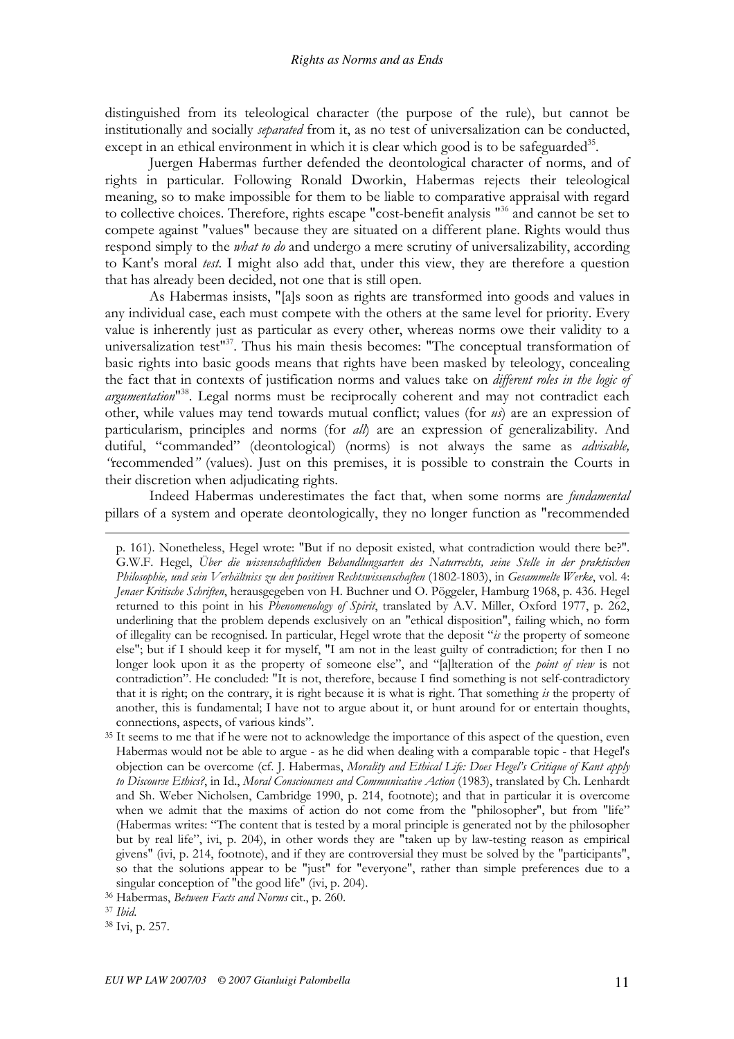distinguished from its teleological character (the purpose of the rule), but cannot be institutionally and socially *separated* from it, as no test of universalization can be conducted, except in an ethical environment in which it is clear which good is to be safeguarded[35].

Juergen Habermas further defended the deontological character of norms, and of rights in particular. Following Ronald Dworkin, Habermas rejects their teleological meaning, so to make impossible for them to be liable to comparative appraisal with regard to collective choices. Therefore, rights escape "cost-benefit analysis "[36] and cannot be set to compete against "values" because they are situated on a different plane. Rights would thus respond simply to the *what to do* and undergo a mere scrutiny of universalizability, according to Kant's moral *test*. I might also add that, under this view, they are therefore a question that has already been decided, not one that is still open.

As Habermas insists, "[a]s soon as rights are transformed into goods and values in any individual case, each must compete with the others at the same level for priority. Every value is inherently just as particular as every other, whereas norms owe their validity to a universalization test"[37]. Thus his main thesis becomes: "The conceptual transformation of basic rights into basic goods means that rights have been masked by teleology, concealing the fact that in contexts of justification norms and values take on *different roles in the logic of argumentation*"[38]. Legal norms must be reciprocally coherent and may not contradict each other, while values may tend towards mutual conflict; values (for *us*) are an expression of particularism, principles and norms (for *all*) are an expression of generalizability. And dutiful, "commanded" (deontological) (norms) is not always the same as *advisable, "*recommended*"* (values). Just on this premises, it is possible to constrain the Courts in their discretion when adjudicating rights.

Indeed Habermas underestimates the fact that, when some norms are *fundamental* pillars of a system and operate deontologically, they no longer function as "recommended

---

p. 161). Nonetheless, Hegel wrote: "But if no deposit existed, what contradiction would there be?". G.W.F. Hegel, *Über die wissenschaftlichen Behandlungsarten des Naturrechts, seine Stelle in der praktischen Philosophie, und sein Verhältniss zu den positiven Rechtswissenschaften* (1802-1803), in *Gesammelte Werke*, vol. 4: *Jenaer Kritische Schriften*, herausgegeben von H. Buchner und O. Pöggeler, Hamburg 1968, p. 436. Hegel returned to this point in his *Phenomenology of Spirit*, translated by A.V. Miller, Oxford 1977, p. 262, underlining that the problem depends exclusively on an "ethical disposition", failing which, no form of illegality can be recognised. In particular, Hegel wrote that the deposit "*is* the property of someone else"; but if I should keep it for myself, "I am not in the least guilty of contradiction; for then I no longer look upon it as the property of someone else", and "[a]lteration of the *point of view* is not contradiction". He concluded: "It is not, therefore, because I find something is not self-contradictory that it is right; on the contrary, it is right because it is what is right. That something *is* the property of another, this is fundamental; I have not to argue about it, or hunt around for or entertain thoughts, connections, aspects, of various kinds".

[35] It seems to me that if he were not to acknowledge the importance of this aspect of the question, even Habermas would not be able to argue - as he did when dealing with a comparable topic - that Hegel's objection can be overcome (cf. J. Habermas, *Morality and Ethical Life: Does Hegel's Critique of Kant apply to Discourse Ethics?*, in Id., *Moral Consciousness and Communicative Action* (1983), translated by Ch. Lenhardt and Sh. Weber Nicholsen, Cambridge 1990, p. 214, footnote); and that in particular it is overcome when we admit that the maxims of action do not come from the "philosopher", but from "life" (Habermas writes: "The content that is tested by a moral principle is generated not by the philosopher but by real life", ivi, p. 204), in other words they are "taken up by law-testing reason as empirical givens" (ivi, p. 214, footnote), and if they are controversial they must be solved by the "participants", so that the solutions appear to be "just" for "everyone", rather than simple preferences due to a singular conception of "the good life" (ivi, p. 204).

[36] Habermas, *Between Facts and Norms* cit., p. 260.

[37] *Ibid.*

[38] Ivi, p. 257.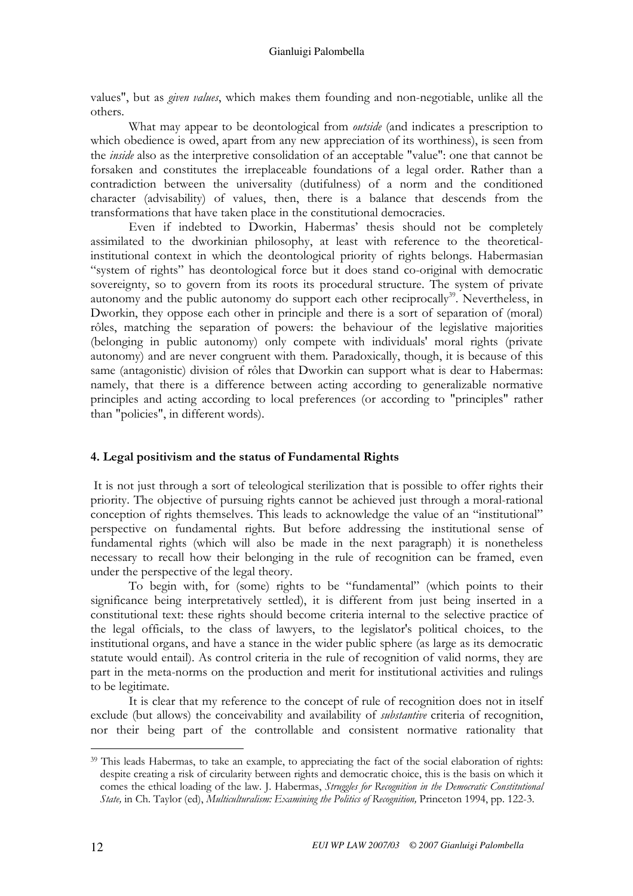values", but as *given values*, which makes them founding and non-negotiable, unlike all the others.

What may appear to be deontological from *outside* (and indicates a prescription to which obedience is owed, apart from any new appreciation of its worthiness), is seen from the *inside* also as the interpretive consolidation of an acceptable "value": one that cannot be forsaken and constitutes the irreplaceable foundations of a legal order. Rather than a contradiction between the universality (dutifulness) of a norm and the conditioned character (advisability) of values, then, there is a balance that descends from the transformations that have taken place in the constitutional democracies.

Even if indebted to Dworkin, Habermas' thesis should not be completely assimilated to the dworkinian philosophy, at least with reference to the theoretical-institutional context in which the deontological priority of rights belongs. Habermasian "system of rights" has deontological force but it does stand co-original with democratic sovereignty, so to govern from its roots its procedural structure. The system of private autonomy and the public autonomy do support each other reciprocally[39]. Nevertheless, in Dworkin, they oppose each other in principle and there is a sort of separation of (moral) rôles, matching the separation of powers: the behaviour of the legislative majorities (belonging in public autonomy) only compete with individuals' moral rights (private autonomy) and are never congruent with them. Paradoxically, though, it is because of this same (antagonistic) division of rôles that Dworkin can support what is dear to Habermas: namely, that there is a difference between acting according to generalizable normative principles and acting according to local preferences (or according to "principles" rather than "policies", in different words).

## 4. Legal positivism and the status of Fundamental Rights

It is not just through a sort of teleological sterilization that is possible to offer rights their priority. The objective of pursuing rights cannot be achieved just through a moral-rational conception of rights themselves. This leads to acknowledge the value of an "institutional" perspective on fundamental rights. But before addressing the institutional sense of fundamental rights (which will also be made in the next paragraph) it is nonetheless necessary to recall how their belonging in the rule of recognition can be framed, even under the perspective of the legal theory.

To begin with, for (some) rights to be "fundamental" (which points to their significance being interpretatively settled), it is different from just being inserted in a constitutional text: these rights should become criteria internal to the selective practice of the legal officials, to the class of lawyers, to the legislator's political choices, to the institutional organs, and have a stance in the wider public sphere (as large as its democratic statute would entail). As control criteria in the rule of recognition of valid norms, they are part in the meta-norms on the production and merit for institutional activities and rulings to be legitimate.

It is clear that my reference to the concept of rule of recognition does not in itself exclude (but allows) the conceivability and availability of *substantive* criteria of recognition, nor their being part of the controllable and consistent normative rationality that

---

[39] This leads Habermas, to take an example, to appreciating the fact of the social elaboration of rights: despite creating a risk of circularity between rights and democratic choice, this is the basis on which it comes the ethical loading of the law. J. Habermas, *Struggles for Recognition in the Democratic Constitutional State,* in Ch. Taylor (ed), *Multiculturalism: Examining the Politics of Recognition,* Princeton 1994, pp. 122-3.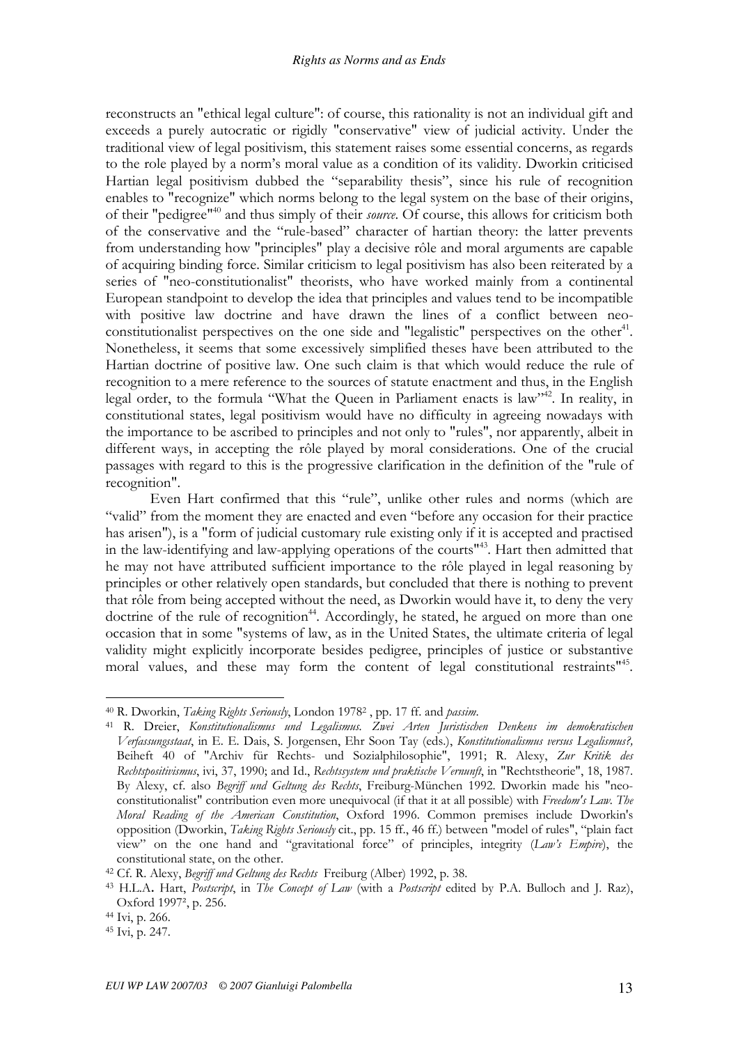reconstructs an "ethical legal culture": of course, this rationality is not an individual gift and exceeds a purely autocratic or rigidly "conservative" view of judicial activity. Under the traditional view of legal positivism, this statement raises some essential concerns, as regards to the role played by a norm's moral value as a condition of its validity. Dworkin criticised Hartian legal positivism dubbed the "separability thesis", since his rule of recognition enables to "recognize" which norms belong to the legal system on the base of their origins, of their "pedigree"[40] and thus simply of their *source*. Of course, this allows for criticism both of the conservative and the "rule-based" character of hartian theory: the latter prevents from understanding how "principles" play a decisive rôle and moral arguments are capable of acquiring binding force. Similar criticism to legal positivism has also been reiterated by a series of "neo-constitutionalist" theorists, who have worked mainly from a continental European standpoint to develop the idea that principles and values tend to be incompatible with positive law doctrine and have drawn the lines of a conflict between neo-constitutionalist perspectives on the one side and "legalistic" perspectives on the other[41]. Nonetheless, it seems that some excessively simplified theses have been attributed to the Hartian doctrine of positive law. One such claim is that which would reduce the rule of recognition to a mere reference to the sources of statute enactment and thus, in the English legal order, to the formula "What the Queen in Parliament enacts is law"[42]. In reality, in constitutional states, legal positivism would have no difficulty in agreeing nowadays with the importance to be ascribed to principles and not only to "rules", nor apparently, albeit in different ways, in accepting the rôle played by moral considerations. One of the crucial passages with regard to this is the progressive clarification in the definition of the "rule of recognition".

Even Hart confirmed that this "rule", unlike other rules and norms (which are "valid" from the moment they are enacted and even "before any occasion for their practice has arisen"), is a "form of judicial customary rule existing only if it is accepted and practised in the law-identifying and law-applying operations of the courts"[43]. Hart then admitted that he may not have attributed sufficient importance to the rôle played in legal reasoning by principles or other relatively open standards, but concluded that there is nothing to prevent that rôle from being accepted without the need, as Dworkin would have it, to deny the very doctrine of the rule of recognition[44]. Accordingly, he stated, he argued on more than one occasion that in some "systems of law, as in the United States, the ultimate criteria of legal validity might explicitly incorporate besides pedigree, principles of justice or substantive moral values, and these may form the content of legal constitutional restraints"[45].

---

[40] R. Dworkin, *Taking Rights Seriously*, London 1978², pp. 17 ff. and *passim*.

[41] R. Dreier, *Konstitutionalismus und Legalismus. Zwei Arten Juristischen Denkens im demokratischen Verfassungsstaat*, in E. E. Dais, S. Jorgensen, Ehr Soon Tay (eds.), *Konstitutionalismus versus Legalismus?,* Beiheft 40 of "Archiv für Rechts- und Sozialphilosophie", 1991; R. Alexy, *Zur Kritik des Rechtspositivismus*, ivi, 37, 1990; and Id., *Rechtssystem und praktische Vernunft*, in "Rechtstheorie", 18, 1987. By Alexy, cf. also *Begriff und Geltung des Rechts*, Freiburg-München 1992. Dworkin made his "neo-constitutionalist" contribution even more unequivocal (if that it at all possible) with *Freedom's Law. The Moral Reading of the American Constitution*, Oxford 1996. Common premises include Dworkin's opposition (Dworkin, *Taking Rights Seriously* cit., pp. 15 ff., 46 ff.) between "model of rules", "plain fact view" on the one hand and "gravitational force" of principles, integrity (*Law's Empire*), the constitutional state, on the other.

[42] Cf. R. Alexy, *Begriff und Geltung des Rechts* Freiburg (Alber) 1992, p. 38.

[43] H.L.A. Hart, *Postscript*, in *The Concept of Law* (with a *Postscript* edited by P.A. Bulloch and J. Raz), Oxford 1997², p. 256.

[44] Ivi, p. 266.

[45] Ivi, p. 247.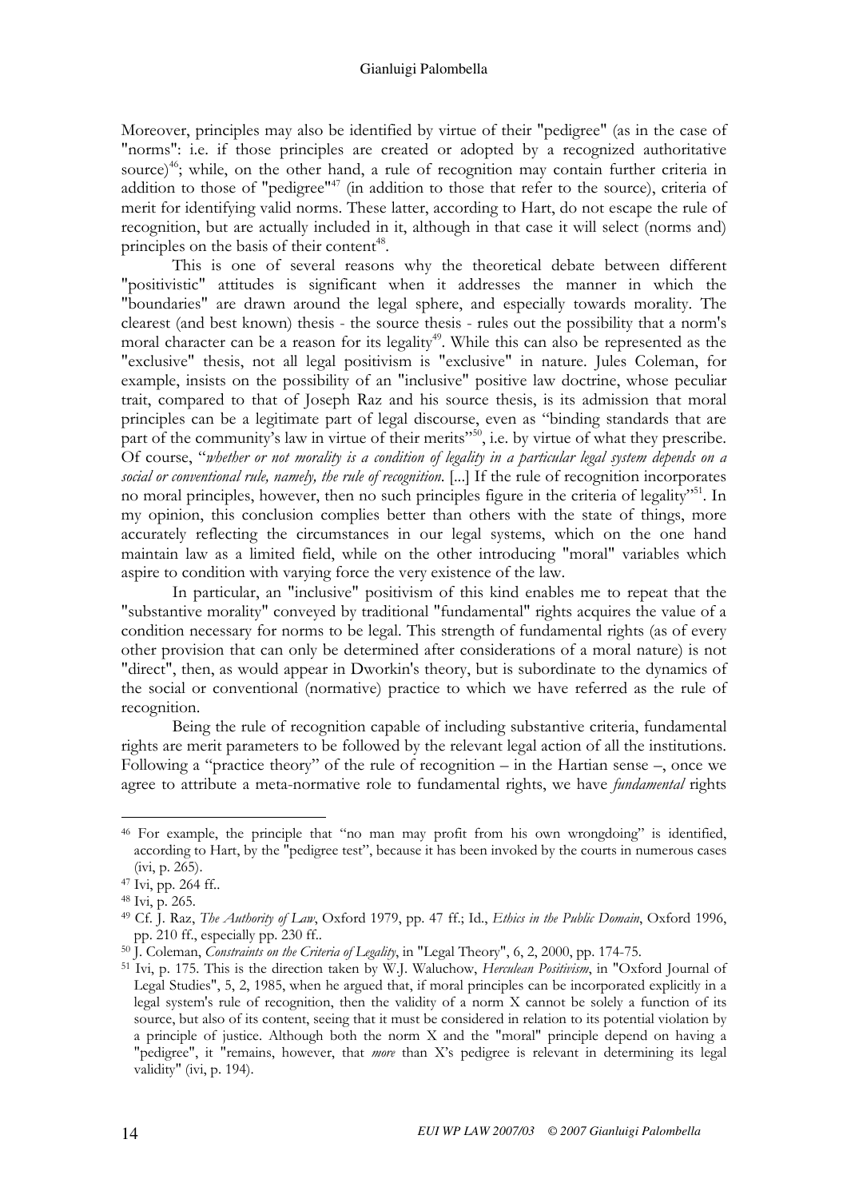Moreover, principles may also be identified by virtue of their "pedigree" (as in the case of "norms": i.e. if those principles are created or adopted by a recognized authoritative source)[46]; while, on the other hand, a rule of recognition may contain further criteria in addition to those of "pedigree"[47] (in addition to those that refer to the source), criteria of merit for identifying valid norms. These latter, according to Hart, do not escape the rule of recognition, but are actually included in it, although in that case it will select (norms and) principles on the basis of their content[48].

This is one of several reasons why the theoretical debate between different "positivistic" attitudes is significant when it addresses the manner in which the "boundaries" are drawn around the legal sphere, and especially towards morality. The clearest (and best known) thesis - the source thesis - rules out the possibility that a norm's moral character can be a reason for its legality[49]. While this can also be represented as the "exclusive" thesis, not all legal positivism is "exclusive" in nature. Jules Coleman, for example, insists on the possibility of an "inclusive" positive law doctrine, whose peculiar trait, compared to that of Joseph Raz and his source thesis, is its admission that moral principles can be a legitimate part of legal discourse, even as "binding standards that are part of the community's law in virtue of their merits"[50], i.e. by virtue of what they prescribe. Of course, "*whether or not morality is a condition of legality in a particular legal system depends on a social or conventional rule, namely, the rule of recognition*. [...] If the rule of recognition incorporates no moral principles, however, then no such principles figure in the criteria of legality"[51]. In my opinion, this conclusion complies better than others with the state of things, more accurately reflecting the circumstances in our legal systems, which on the one hand maintain law as a limited field, while on the other introducing "moral" variables which aspire to condition with varying force the very existence of the law.

In particular, an "inclusive" positivism of this kind enables me to repeat that the "substantive morality" conveyed by traditional "fundamental" rights acquires the value of a condition necessary for norms to be legal. This strength of fundamental rights (as of every other provision that can only be determined after considerations of a moral nature) is not "direct", then, as would appear in Dworkin's theory, but is subordinate to the dynamics of the social or conventional (normative) practice to which we have referred as the rule of recognition.

Being the rule of recognition capable of including substantive criteria, fundamental rights are merit parameters to be followed by the relevant legal action of all the institutions. Following a "practice theory" of the rule of recognition – in the Hartian sense –, once we agree to attribute a meta-normative role to fundamental rights, we have *fundamental* rights

---

[46] For example, the principle that "no man may profit from his own wrongdoing" is identified, according to Hart, by the "pedigree test", because it has been invoked by the courts in numerous cases (ivi, p. 265).

[47] Ivi, pp. 264 ff..

[48] Ivi, p. 265.

[49] Cf. J. Raz, *The Authority of Law*, Oxford 1979, pp. 47 ff.; Id., *Ethics in the Public Domain*, Oxford 1996, pp. 210 ff., especially pp. 230 ff..

[50] J. Coleman, *Constraints on the Criteria of Legality*, in "Legal Theory", 6, 2, 2000, pp. 174-75.

[51] Ivi, p. 175. This is the direction taken by W.J. Waluchow, *Herculean Positivism*, in "Oxford Journal of Legal Studies", 5, 2, 1985, when he argued that, if moral principles can be incorporated explicitly in a legal system's rule of recognition, then the validity of a norm X cannot be solely a function of its source, but also of its content, seeing that it must be considered in relation to its potential violation by a principle of justice. Although both the norm X and the "moral" principle depend on having a "pedigree", it "remains, however, that *more* than X's pedigree is relevant in determining its legal validity" (ivi, p. 194).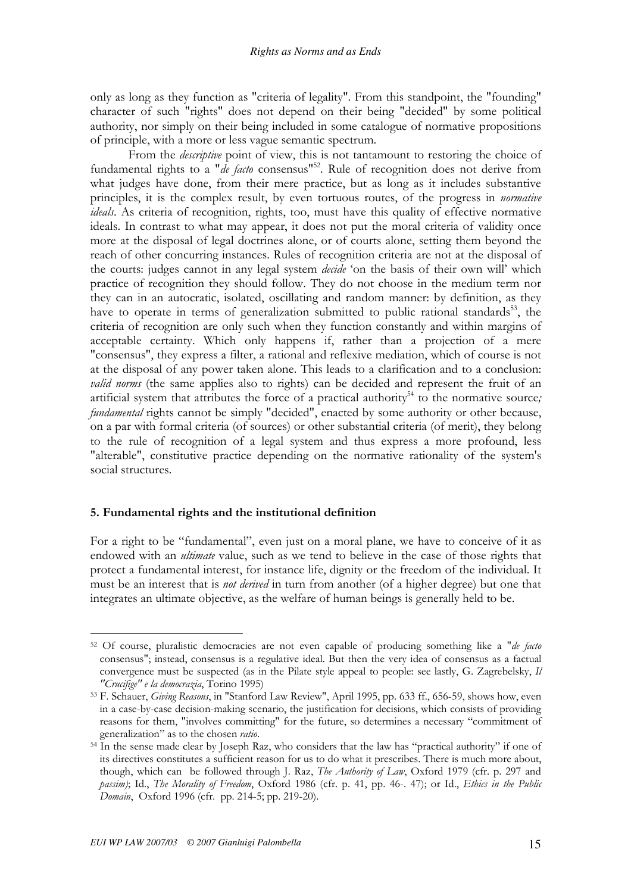only as long as they function as "criteria of legality". From this standpoint, the "founding" character of such "rights" does not depend on their being "decided" by some political authority, nor simply on their being included in some catalogue of normative propositions of principle, with a more or less vague semantic spectrum.

From the *descriptive* point of view, this is not tantamount to restoring the choice of fundamental rights to a "*de facto* consensus"[52]. Rule of recognition does not derive from what judges have done, from their mere practice, but as long as it includes substantive principles, it is the complex result, by even tortuous routes, of the progress in *normative ideals*. As criteria of recognition, rights, too, must have this quality of effective normative ideals. In contrast to what may appear, it does not put the moral criteria of validity once more at the disposal of legal doctrines alone, or of courts alone, setting them beyond the reach of other concurring instances. Rules of recognition criteria are not at the disposal of the courts: judges cannot in any legal system *decide* 'on the basis of their own will' which practice of recognition they should follow. They do not choose in the medium term nor they can in an autocratic, isolated, oscillating and random manner: by definition, as they have to operate in terms of generalization submitted to public rational standards[53], the criteria of recognition are only such when they function constantly and within margins of acceptable certainty. Which only happens if, rather than a projection of a mere "consensus", they express a filter, a rational and reflexive mediation, which of course is not at the disposal of any power taken alone. This leads to a clarification and to a conclusion: *valid norms* (the same applies also to rights) can be decided and represent the fruit of an artificial system that attributes the force of a practical authority[54] to the normative source*; fundamental* rights cannot be simply "decided", enacted by some authority or other because, on a par with formal criteria (of sources) or other substantial criteria (of merit), they belong to the rule of recognition of a legal system and thus express a more profound, less "alterable", constitutive practice depending on the normative rationality of the system's social structures.

### 5. Fundamental rights and the institutional definition

For a right to be "fundamental", even just on a moral plane, we have to conceive of it as endowed with an *ultimate* value, such as we tend to believe in the case of those rights that protect a fundamental interest, for instance life, dignity or the freedom of the individual. It must be an interest that is *not derived* in turn from another (of a higher degree) but one that integrates an ultimate objective, as the welfare of human beings is generally held to be.

---

[52] Of course, pluralistic democracies are not even capable of producing something like a "*de facto* consensus"; instead, consensus is a regulative ideal. But then the very idea of consensus as a factual convergence must be suspected (as in the Pilate style appeal to people: see lastly, G. Zagrebelsky, *Il "Crucifige" e la democrazia*, Torino 1995)

[53] F. Schauer, *Giving Reasons*, in "Stanford Law Review", April 1995, pp. 633 ff., 656-59, shows how, even in a case-by-case decision-making scenario, the justification for decisions, which consists of providing reasons for them, "involves committing" for the future, so determines a necessary "commitment of generalization" as to the chosen *ratio*.

[54] In the sense made clear by Joseph Raz, who considers that the law has "practical authority" if one of its directives constitutes a sufficient reason for us to do what it prescribes. There is much more about, though, which can be followed through J. Raz, *The Authority of Law*, Oxford 1979 (cfr. p. 297 and *passim)*; Id., *The Morality of Freedom*, Oxford 1986 (cfr. p. 41, pp. 46-. 47); or Id., *Ethics in the Public Domain*, Oxford 1996 (cfr. pp. 214-5; pp. 219-20).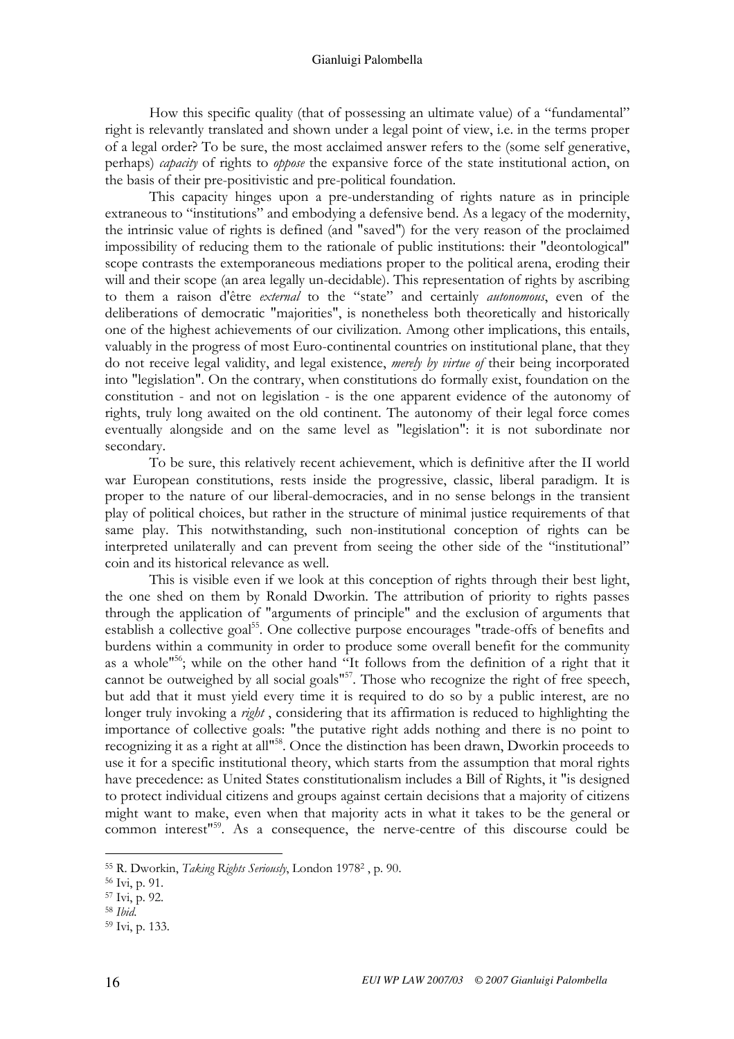How this specific quality (that of possessing an ultimate value) of a "fundamental" right is relevantly translated and shown under a legal point of view, i.e. in the terms proper of a legal order? To be sure, the most acclaimed answer refers to the (some self generative, perhaps) *capacity* of rights to *oppose* the expansive force of the state institutional action, on the basis of their pre-positivistic and pre-political foundation.

This capacity hinges upon a pre-understanding of rights nature as in principle extraneous to "institutions" and embodying a defensive bend. As a legacy of the modernity, the intrinsic value of rights is defined (and "saved") for the very reason of the proclaimed impossibility of reducing them to the rationale of public institutions: their "deontological" scope contrasts the extemporaneous mediations proper to the political arena, eroding their will and their scope (an area legally un-decidable). This representation of rights by ascribing to them a raison d'être *external* to the "state" and certainly *autonomous*, even of the deliberations of democratic "majorities", is nonetheless both theoretically and historically one of the highest achievements of our civilization. Among other implications, this entails, valuably in the progress of most Euro-continental countries on institutional plane, that they do not receive legal validity, and legal existence, *merely by virtue of* their being incorporated into "legislation". On the contrary, when constitutions do formally exist, foundation on the constitution - and not on legislation - is the one apparent evidence of the autonomy of rights, truly long awaited on the old continent. The autonomy of their legal force comes eventually alongside and on the same level as "legislation": it is not subordinate nor secondary.

To be sure, this relatively recent achievement, which is definitive after the II world war European constitutions, rests inside the progressive, classic, liberal paradigm. It is proper to the nature of our liberal-democracies, and in no sense belongs in the transient play of political choices, but rather in the structure of minimal justice requirements of that same play. This notwithstanding, such non-institutional conception of rights can be interpreted unilaterally and can prevent from seeing the other side of the "institutional" coin and its historical relevance as well.

This is visible even if we look at this conception of rights through their best light, the one shed on them by Ronald Dworkin. The attribution of priority to rights passes through the application of "arguments of principle" and the exclusion of arguments that establish a collective goal[55]. One collective purpose encourages "trade-offs of benefits and burdens within a community in order to produce some overall benefit for the community as a whole"[56]; while on the other hand "It follows from the definition of a right that it cannot be outweighed by all social goals"[57]. Those who recognize the right of free speech, but add that it must yield every time it is required to do so by a public interest, are no longer truly invoking a *right* , considering that its affirmation is reduced to highlighting the importance of collective goals: "the putative right adds nothing and there is no point to recognizing it as a right at all"[58]. Once the distinction has been drawn, Dworkin proceeds to use it for a specific institutional theory, which starts from the assumption that moral rights have precedence: as United States constitutionalism includes a Bill of Rights, it "is designed to protect individual citizens and groups against certain decisions that a majority of citizens might want to make, even when that majority acts in what it takes to be the general or common interest"[59]. As a consequence, the nerve-centre of this discourse could be

---

[55] R. Dworkin, *Taking Rights Seriously*, London 1978[2] , p. 90.

[56] Ivi, p. 91.

[57] Ivi, p. 92.

[58] *Ibid.*

[59] Ivi, p. 133.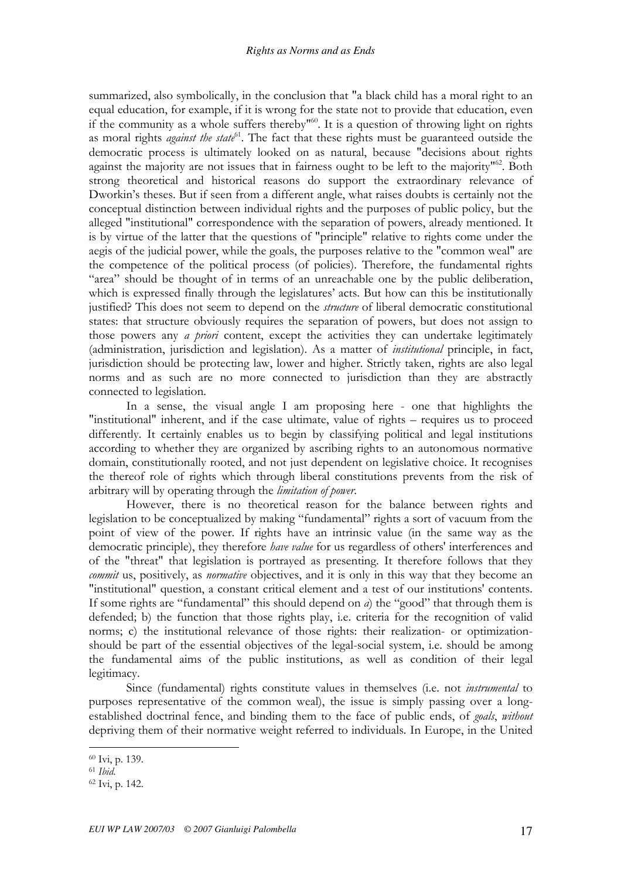summarized, also symbolically, in the conclusion that "a black child has a moral right to an equal education, for example, if it is wrong for the state not to provide that education, even if the community as a whole suffers thereby"[60]. It is a question of throwing light on rights as moral rights *against the state*[61]. The fact that these rights must be guaranteed outside the democratic process is ultimately looked on as natural, because "decisions about rights against the majority are not issues that in fairness ought to be left to the majority"[62]. Both strong theoretical and historical reasons do support the extraordinary relevance of Dworkin's theses. But if seen from a different angle, what raises doubts is certainly not the conceptual distinction between individual rights and the purposes of public policy, but the alleged "institutional" correspondence with the separation of powers, already mentioned. It is by virtue of the latter that the questions of "principle" relative to rights come under the aegis of the judicial power, while the goals, the purposes relative to the "common weal" are the competence of the political process (of policies). Therefore, the fundamental rights "area" should be thought of in terms of an unreachable one by the public deliberation, which is expressed finally through the legislatures' acts. But how can this be institutionally justified? This does not seem to depend on the *structure* of liberal democratic constitutional states: that structure obviously requires the separation of powers, but does not assign to those powers any *a priori* content, except the activities they can undertake legitimately (administration, jurisdiction and legislation). As a matter of *institutional* principle, in fact, jurisdiction should be protecting law, lower and higher. Strictly taken, rights are also legal norms and as such are no more connected to jurisdiction than they are abstractly connected to legislation.

In a sense, the visual angle I am proposing here - one that highlights the "institutional" inherent, and if the case ultimate, value of rights – requires us to proceed differently. It certainly enables us to begin by classifying political and legal institutions according to whether they are organized by ascribing rights to an autonomous normative domain, constitutionally rooted, and not just dependent on legislative choice. It recognises the thereof role of rights which through liberal constitutions prevents from the risk of arbitrary will by operating through the *limitation of power*.

However, there is no theoretical reason for the balance between rights and legislation to be conceptualized by making "fundamental" rights a sort of vacuum from the point of view of the power. If rights have an intrinsic value (in the same way as the democratic principle), they therefore *have value* for us regardless of others' interferences and of the "threat" that legislation is portrayed as presenting. It therefore follows that they *commit* us, positively, as *normative* objectives, and it is only in this way that they become an "institutional" question, a constant critical element and a test of our institutions' contents. If some rights are "fundamental" this should depend on *a*) the "good" that through them is defended; b) the function that those rights play, i.e. criteria for the recognition of valid norms; c) the institutional relevance of those rights: their realization- or optimization- should be part of the essential objectives of the legal-social system, i.e. should be among the fundamental aims of the public institutions, as well as condition of their legal legitimacy.

Since (fundamental) rights constitute values in themselves (i.e. not *instrumental* to purposes representative of the common weal), the issue is simply passing over a long-established doctrinal fence, and binding them to the face of public ends, of *goals*, *without* depriving them of their normative weight referred to individuals. In Europe, in the United

---

[60] Ivi, p. 139.

[61] *Ibid.*

[62] Ivi, p. 142.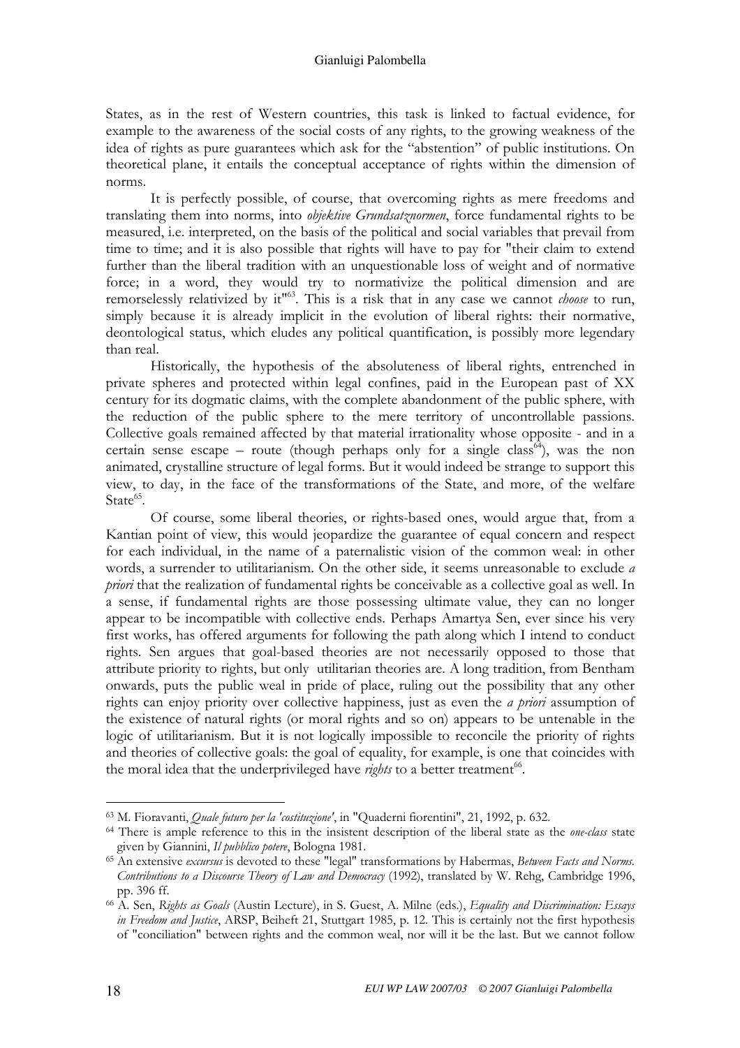States, as in the rest of Western countries, this task is linked to factual evidence, for example to the awareness of the social costs of any rights, to the growing weakness of the idea of rights as pure guarantees which ask for the "abstention" of public institutions. On theoretical plane, it entails the conceptual acceptance of rights within the dimension of norms.

It is perfectly possible, of course, that overcoming rights as mere freedoms and translating them into norms, into *objektive Grundsatznormen*, force fundamental rights to be measured, i.e. interpreted, on the basis of the political and social variables that prevail from time to time; and it is also possible that rights will have to pay for "their claim to extend further than the liberal tradition with an unquestionable loss of weight and of normative force; in a word, they would try to normativize the political dimension and are remorselessly relativized by it"[63]. This is a risk that in any case we cannot *choose* to run, simply because it is already implicit in the evolution of liberal rights: their normative, deontological status, which eludes any political quantification, is possibly more legendary than real.

Historically, the hypothesis of the absoluteness of liberal rights, entrenched in private spheres and protected within legal confines, paid in the European past of XX century for its dogmatic claims, with the complete abandonment of the public sphere, with the reduction of the public sphere to the mere territory of uncontrollable passions. Collective goals remained affected by that material irrationality whose opposite - and in a certain sense escape – route (though perhaps only for a single class[64]), was the non animated, crystalline structure of legal forms. But it would indeed be strange to support this view, to day, in the face of the transformations of the State, and more, of the welfare State[65].

Of course, some liberal theories, or rights-based ones, would argue that, from a Kantian point of view, this would jeopardize the guarantee of equal concern and respect for each individual, in the name of a paternalistic vision of the common weal: in other words, a surrender to utilitarianism. On the other side, it seems unreasonable to exclude *a priori* that the realization of fundamental rights be conceivable as a collective goal as well. In a sense, if fundamental rights are those possessing ultimate value, they can no longer appear to be incompatible with collective ends. Perhaps Amartya Sen, ever since his very first works, has offered arguments for following the path along which I intend to conduct rights. Sen argues that goal-based theories are not necessarily opposed to those that attribute priority to rights, but only utilitarian theories are. A long tradition, from Bentham onwards, puts the public weal in pride of place, ruling out the possibility that any other rights can enjoy priority over collective happiness, just as even the *a priori* assumption of the existence of natural rights (or moral rights and so on) appears to be untenable in the logic of utilitarianism. But it is not logically impossible to reconcile the priority of rights and theories of collective goals: the goal of equality, for example, is one that coincides with the moral idea that the underprivileged have *rights* to a better treatment[66].

---

[63] M. Fioravanti, *Quale futuro per la 'costituzione'*, in "Quaderni fiorentini", 21, 1992, p. 632.

[64] There is ample reference to this in the insistent description of the liberal state as the *one-class* state given by Giannini, *Il pubblico potere*, Bologna 1981.

[65] An extensive *excursus* is devoted to these "legal" transformations by Habermas, *Between Facts and Norms. Contributions to a Discourse Theory of Law and Democracy* (1992), translated by W. Rehg, Cambridge 1996, pp. 396 ff.

[66] A. Sen, *Rights as Goals* (Austin Lecture), in S. Guest, A. Milne (eds.), *Equality and Discrimination: Essays in Freedom and Justice*, ARSP, Beiheft 21, Stuttgart 1985, p. 12. This is certainly not the first hypothesis of "conciliation" between rights and the common weal, nor will it be the last. But we cannot follow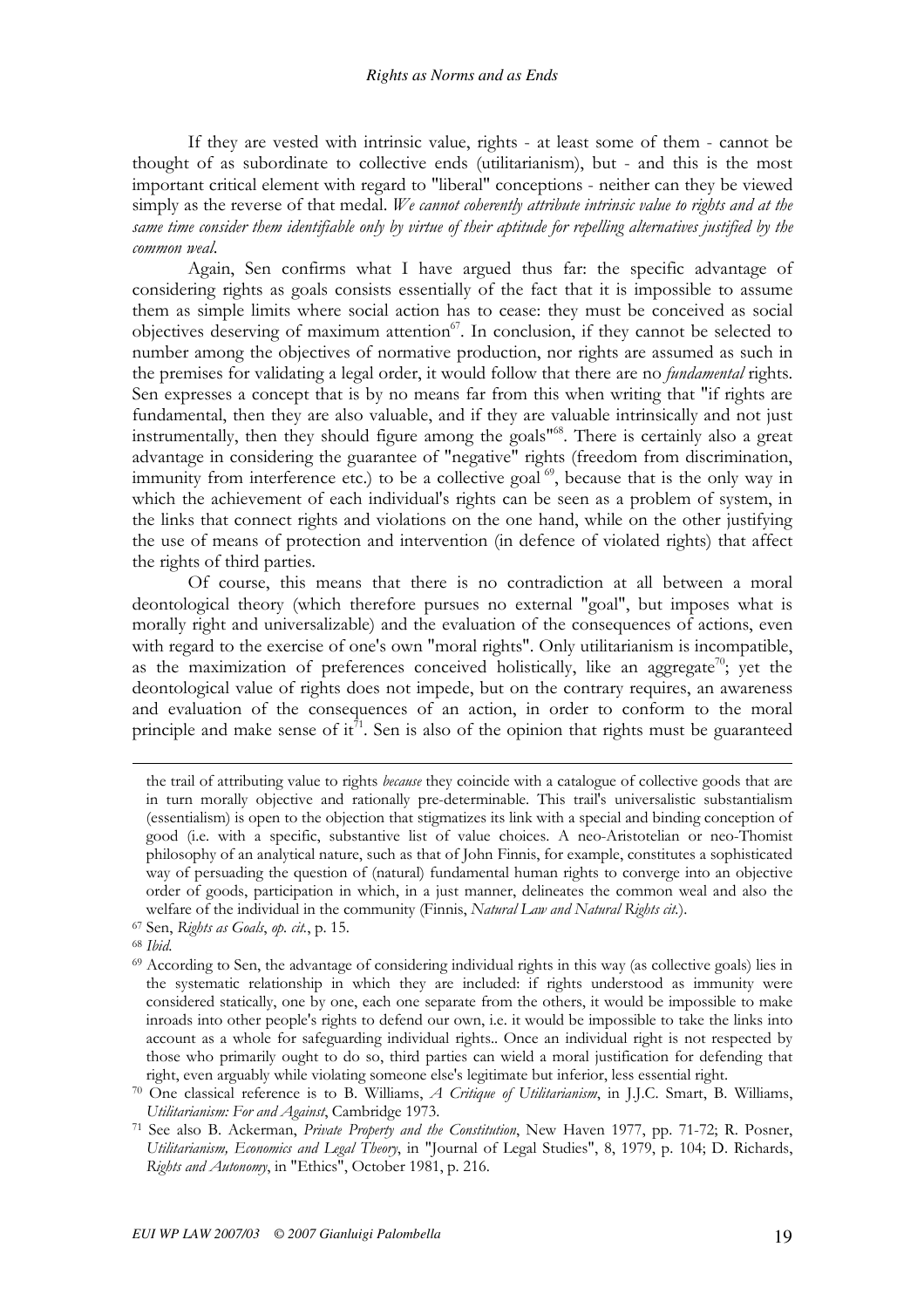If they are vested with intrinsic value, rights - at least some of them - cannot be thought of as subordinate to collective ends (utilitarianism), but - and this is the most important critical element with regard to "liberal" conceptions - neither can they be viewed simply as the reverse of that medal. *We cannot coherently attribute intrinsic value to rights and at the same time consider them identifiable only by virtue of their aptitude for repelling alternatives justified by the common weal*.

Again, Sen confirms what I have argued thus far: the specific advantage of considering rights as goals consists essentially of the fact that it is impossible to assume them as simple limits where social action has to cease: they must be conceived as social objectives deserving of maximum attention[67]. In conclusion, if they cannot be selected to number among the objectives of normative production, nor rights are assumed as such in the premises for validating a legal order, it would follow that there are no *fundamental* rights. Sen expresses a concept that is by no means far from this when writing that "if rights are fundamental, then they are also valuable, and if they are valuable intrinsically and not just instrumentally, then they should figure among the goals"[68]. There is certainly also a great advantage in considering the guarantee of "negative" rights (freedom from discrimination, immunity from interference etc.) to be a collective goal [69], because that is the only way in which the achievement of each individual's rights can be seen as a problem of system, in the links that connect rights and violations on the one hand, while on the other justifying the use of means of protection and intervention (in defence of violated rights) that affect the rights of third parties.

Of course, this means that there is no contradiction at all between a moral deontological theory (which therefore pursues no external "goal", but imposes what is morally right and universalizable) and the evaluation of the consequences of actions, even with regard to the exercise of one's own "moral rights". Only utilitarianism is incompatible, as the maximization of preferences conceived holistically, like an aggregate[70]; yet the deontological value of rights does not impede, but on the contrary requires, an awareness and evaluation of the consequences of an action, in order to conform to the moral principle and make sense of it[71]. Sen is also of the opinion that rights must be guaranteed

---

the trail of attributing value to rights *because* they coincide with a catalogue of collective goods that are in turn morally objective and rationally pre-determinable. This trail's universalistic substantialism (essentialism) is open to the objection that stigmatizes its link with a special and binding conception of good (i.e. with a specific, substantive list of value choices. A neo-Aristotelian or neo-Thomist philosophy of an analytical nature, such as that of John Finnis, for example, constitutes a sophisticated way of persuading the question of (natural) fundamental human rights to converge into an objective order of goods, participation in which, in a just manner, delineates the common weal and also the welfare of the individual in the community (Finnis, *Natural Law and Natural Rights cit.*).

[67] Sen, *Rights as Goals*, *op. cit.*, p. 15.

[68] *Ibid.*

[69] According to Sen, the advantage of considering individual rights in this way (as collective goals) lies in the systematic relationship in which they are included: if rights understood as immunity were considered statically, one by one, each one separate from the others, it would be impossible to make inroads into other people's rights to defend our own, i.e. it would be impossible to take the links into account as a whole for safeguarding individual rights.. Once an individual right is not respected by those who primarily ought to do so, third parties can wield a moral justification for defending that right, even arguably while violating someone else's legitimate but inferior, less essential right.

[70] One classical reference is to B. Williams, *A Critique of Utilitarianism*, in J.J.C. Smart, B. Williams, *Utilitarianism: For and Against*, Cambridge 1973.

[71] See also B. Ackerman, *Private Property and the Constitution*, New Haven 1977, pp. 71-72; R. Posner, *Utilitarianism, Economics and Legal Theory*, in "Journal of Legal Studies", 8, 1979, p. 104; D. Richards, *Rights and Autonomy*, in "Ethics", October 1981, p. 216.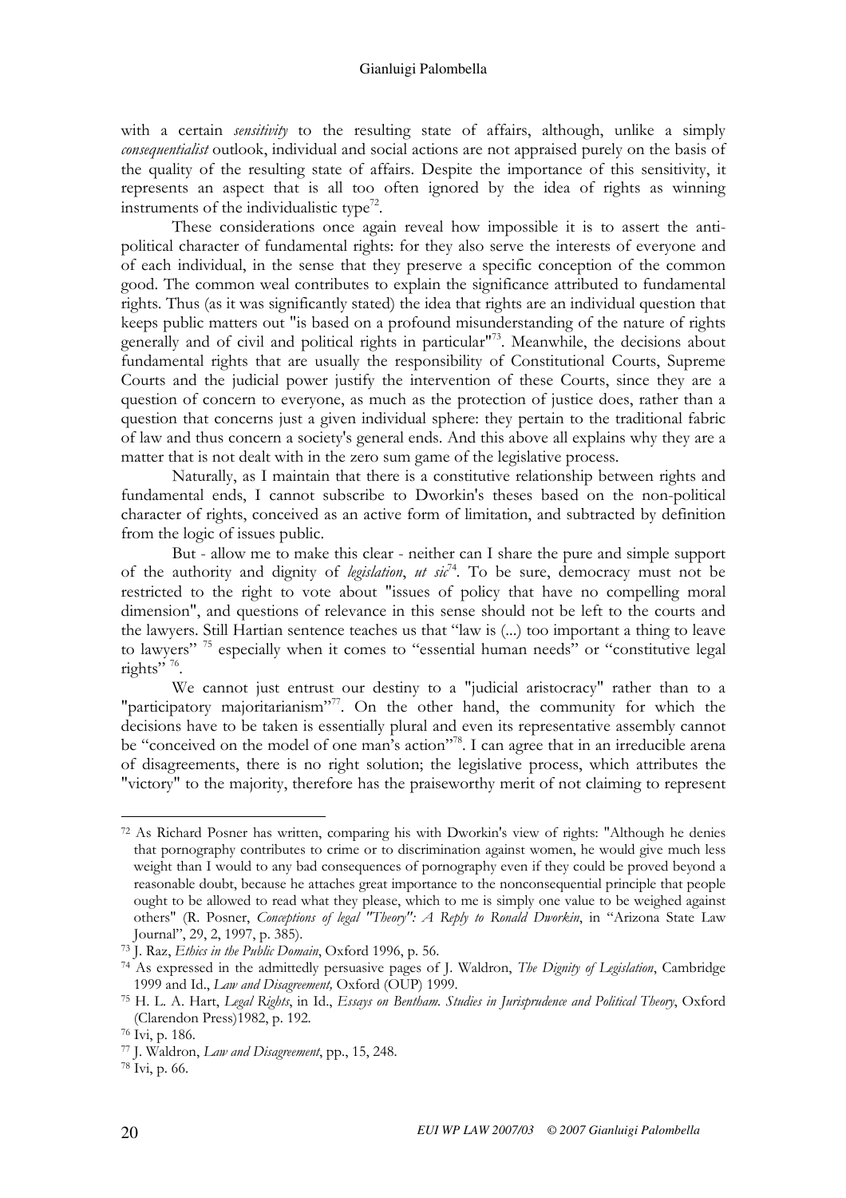with a certain *sensitivity* to the resulting state of affairs, although, unlike a simply *consequentialist* outlook, individual and social actions are not appraised purely on the basis of the quality of the resulting state of affairs. Despite the importance of this sensitivity, it represents an aspect that is all too often ignored by the idea of rights as winning instruments of the individualistic type[72].

These considerations once again reveal how impossible it is to assert the anti-political character of fundamental rights: for they also serve the interests of everyone and of each individual, in the sense that they preserve a specific conception of the common good. The common weal contributes to explain the significance attributed to fundamental rights. Thus (as it was significantly stated) the idea that rights are an individual question that keeps public matters out "is based on a profound misunderstanding of the nature of rights generally and of civil and political rights in particular"[73]. Meanwhile, the decisions about fundamental rights that are usually the responsibility of Constitutional Courts, Supreme Courts and the judicial power justify the intervention of these Courts, since they are a question of concern to everyone, as much as the protection of justice does, rather than a question that concerns just a given individual sphere: they pertain to the traditional fabric of law and thus concern a society's general ends. And this above all explains why they are a matter that is not dealt with in the zero sum game of the legislative process.

Naturally, as I maintain that there is a constitutive relationship between rights and fundamental ends, I cannot subscribe to Dworkin's theses based on the non-political character of rights, conceived as an active form of limitation, and subtracted by definition from the logic of issues public.

But - allow me to make this clear - neither can I share the pure and simple support of the authority and dignity of *legislation*, *ut sic*[74]. To be sure, democracy must not be restricted to the right to vote about "issues of policy that have no compelling moral dimension", and questions of relevance in this sense should not be left to the courts and the lawyers. Still Hartian sentence teaches us that "law is (...) too important a thing to leave to lawyers" [75] especially when it comes to "essential human needs" or "constitutive legal rights" [76].

We cannot just entrust our destiny to a "judicial aristocracy" rather than to a "participatory majoritarianism"[77]. On the other hand, the community for which the decisions have to be taken is essentially plural and even its representative assembly cannot be "conceived on the model of one man's action"[78]. I can agree that in an irreducible arena of disagreements, there is no right solution; the legislative process, which attributes the "victory" to the majority, therefore has the praiseworthy merit of not claiming to represent

---

[72] As Richard Posner has written, comparing his with Dworkin's view of rights: "Although he denies that pornography contributes to crime or to discrimination against women, he would give much less weight than I would to any bad consequences of pornography even if they could be proved beyond a reasonable doubt, because he attaches great importance to the nonconsequential principle that people ought to be allowed to read what they please, which to me is simply one value to be weighed against others" (R. Posner, *Conceptions of legal "Theory": A Reply to Ronald Dworkin*, in "Arizona State Law Journal", 29, 2, 1997, p. 385).

[73] J. Raz, *Ethics in the Public Domain*, Oxford 1996, p. 56.

[74] As expressed in the admittedly persuasive pages of J. Waldron, *The Dignity of Legislation*, Cambridge 1999 and Id., *Law and Disagreement,* Oxford (OUP) 1999.

[75] H. L. A. Hart, *Legal Rights*, in Id., *Essays on Bentham. Studies in Jurisprudence and Political Theory*, Oxford (Clarendon Press)1982, p. 192.

[76] Ivi, p. 186.

[77] J. Waldron, *Law and Disagreement*, pp., 15, 248.

[78] Ivi, p. 66.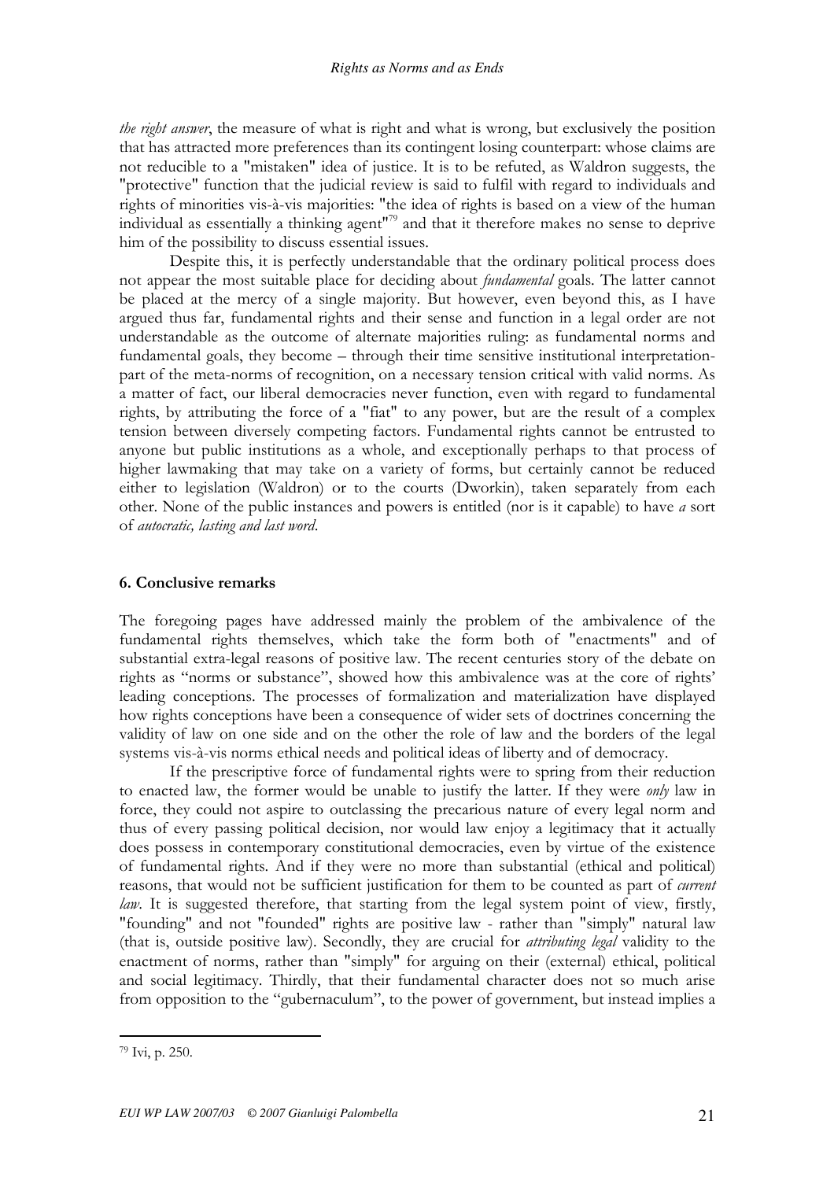*the right answer*, the measure of what is right and what is wrong, but exclusively the position that has attracted more preferences than its contingent losing counterpart: whose claims are not reducible to a "mistaken" idea of justice. It is to be refuted, as Waldron suggests, the "protective" function that the judicial review is said to fulfil with regard to individuals and rights of minorities vis-à-vis majorities: "the idea of rights is based on a view of the human individual as essentially a thinking agent"[79] and that it therefore makes no sense to deprive him of the possibility to discuss essential issues.

Despite this, it is perfectly understandable that the ordinary political process does not appear the most suitable place for deciding about *fundamental* goals. The latter cannot be placed at the mercy of a single majority. But however, even beyond this, as I have argued thus far, fundamental rights and their sense and function in a legal order are not understandable as the outcome of alternate majorities ruling: as fundamental norms and fundamental goals, they become – through their time sensitive institutional interpretation-part of the meta-norms of recognition, on a necessary tension critical with valid norms. As a matter of fact, our liberal democracies never function, even with regard to fundamental rights, by attributing the force of a "fiat" to any power, but are the result of a complex tension between diversely competing factors. Fundamental rights cannot be entrusted to anyone but public institutions as a whole, and exceptionally perhaps to that process of higher lawmaking that may take on a variety of forms, but certainly cannot be reduced either to legislation (Waldron) or to the courts (Dworkin), taken separately from each other. None of the public instances and powers is entitled (nor is it capable) to have *a* sort of *autocratic, lasting and last word*.

### 6. Conclusive remarks

The foregoing pages have addressed mainly the problem of the ambivalence of the fundamental rights themselves, which take the form both of "enactments" and of substantial extra-legal reasons of positive law. The recent centuries story of the debate on rights as "norms or substance", showed how this ambivalence was at the core of rights' leading conceptions. The processes of formalization and materialization have displayed how rights conceptions have been a consequence of wider sets of doctrines concerning the validity of law on one side and on the other the role of law and the borders of the legal systems vis-à-vis norms ethical needs and political ideas of liberty and of democracy.

If the prescriptive force of fundamental rights were to spring from their reduction to enacted law, the former would be unable to justify the latter. If they were *only* law in force, they could not aspire to outclassing the precarious nature of every legal norm and thus of every passing political decision, nor would law enjoy a legitimacy that it actually does possess in contemporary constitutional democracies, even by virtue of the existence of fundamental rights. And if they were no more than substantial (ethical and political) reasons, that would not be sufficient justification for them to be counted as part of *current law*. It is suggested therefore, that starting from the legal system point of view, firstly, "founding" and not "founded" rights are positive law - rather than "simply" natural law (that is, outside positive law). Secondly, they are crucial for *attributing legal* validity to the enactment of norms, rather than "simply" for arguing on their (external) ethical, political and social legitimacy. Thirdly, that their fundamental character does not so much arise from opposition to the "gubernaculum", to the power of government, but instead implies a

---

[79] Ivi, p. 250.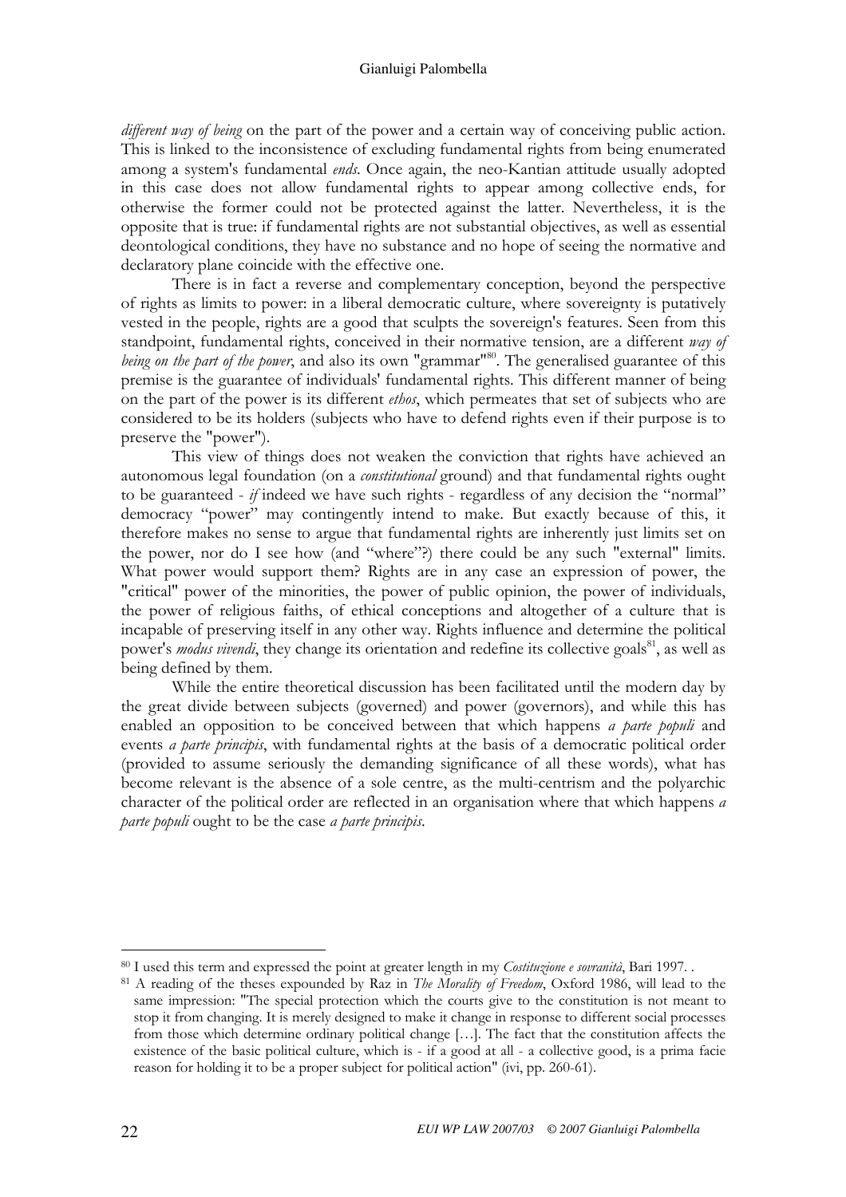*different way of being* on the part of the power and a certain way of conceiving public action. This is linked to the inconsistence of excluding fundamental rights from being enumerated among a system's fundamental *ends*. Once again, the neo-Kantian attitude usually adopted in this case does not allow fundamental rights to appear among collective ends, for otherwise the former could not be protected against the latter. Nevertheless, it is the opposite that is true: if fundamental rights are not substantial objectives, as well as essential deontological conditions, they have no substance and no hope of seeing the normative and declaratory plane coincide with the effective one.

There is in fact a reverse and complementary conception, beyond the perspective of rights as limits to power: in a liberal democratic culture, where sovereignty is putatively vested in the people, rights are a good that sculpts the sovereign's features. Seen from this standpoint, fundamental rights, conceived in their normative tension, are a different *way of being on the part of the power*, and also its own "grammar"[80]. The generalised guarantee of this premise is the guarantee of individuals' fundamental rights. This different manner of being on the part of the power is its different *ethos*, which permeates that set of subjects who are considered to be its holders (subjects who have to defend rights even if their purpose is to preserve the "power").

This view of things does not weaken the conviction that rights have achieved an autonomous legal foundation (on a *constitutional* ground) and that fundamental rights ought to be guaranteed - *if* indeed we have such rights - regardless of any decision the "normal" democracy "power" may contingently intend to make. But exactly because of this, it therefore makes no sense to argue that fundamental rights are inherently just limits set on the power, nor do I see how (and "where"?) there could be any such "external" limits. What power would support them? Rights are in any case an expression of power, the "critical" power of the minorities, the power of public opinion, the power of individuals, the power of religious faiths, of ethical conceptions and altogether of a culture that is incapable of preserving itself in any other way. Rights influence and determine the political power's *modus vivendi*, they change its orientation and redefine its collective goals[81], as well as being defined by them.

While the entire theoretical discussion has been facilitated until the modern day by the great divide between subjects (governed) and power (governors), and while this has enabled an opposition to be conceived between that which happens *a parte populi* and events *a parte principis*, with fundamental rights at the basis of a democratic political order (provided to assume seriously the demanding significance of all these words), what has become relevant is the absence of a sole centre, as the multi-centrism and the polyarchic character of the political order are reflected in an organisation where that which happens *a parte populi* ought to be the case *a parte principis*.

---

[80] I used this term and expressed the point at greater length in my *Costituzione e sovranità*, Bari 1997. .

[81] A reading of the theses expounded by Raz in *The Morality of Freedom*, Oxford 1986, will lead to the same impression: "The special protection which the courts give to the constitution is not meant to stop it from changing. It is merely designed to make it change in response to different social processes from those which determine ordinary political change […]. The fact that the constitution affects the existence of the basic political culture, which is - if a good at all - a collective good, is a prima facie reason for holding it to be a proper subject for political action" (ivi, pp. 260-61).